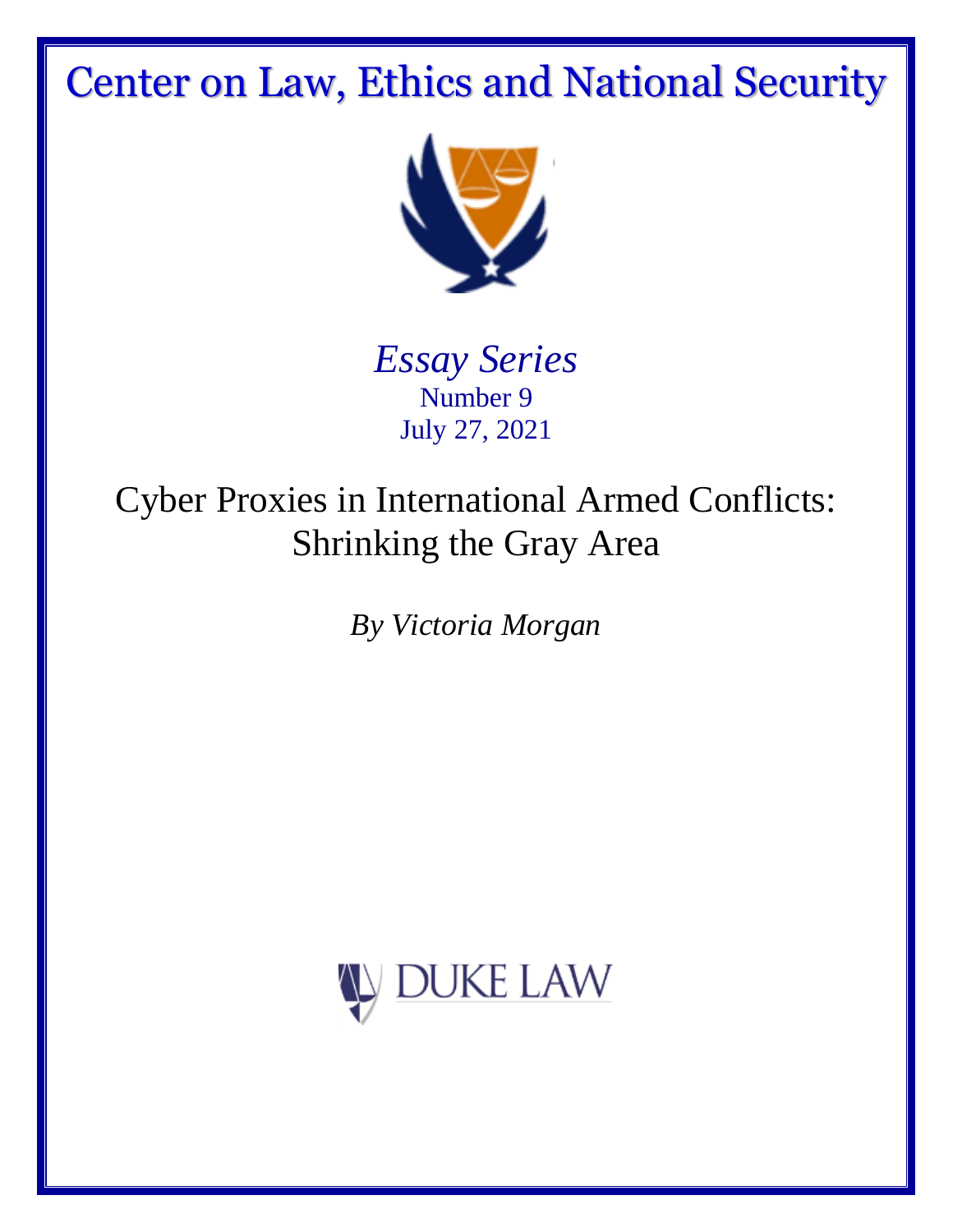# Center on Law, Ethics and National Security

*Essay Series*
Number 9
July 27, 2021

## Cyber Proxies in International Armed Conflicts: Shrinking the Gray Area

*By Victoria Morgan*

DUKE LAW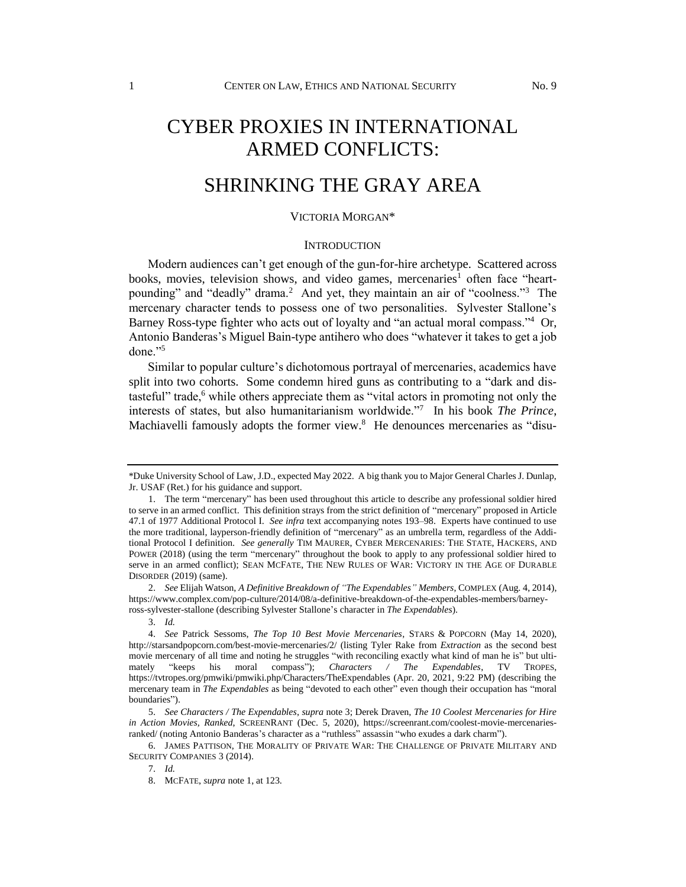# CYBER PROXIES IN INTERNATIONAL ARMED CONFLICTS:

# SHRINKING THE GRAY AREA

VICTORIA MORGAN*

## INTRODUCTION

Modern audiences can't get enough of the gun-for-hire archetype. Scattered across books, movies, television shows, and video games, mercenaries[1] often face "heart-pounding" and "deadly" drama.[2] And yet, they maintain an air of "coolness."[3] The mercenary character tends to possess one of two personalities. Sylvester Stallone's Barney Ross-type fighter who acts out of loyalty and "an actual moral compass."[4] Or, Antonio Banderas's Miguel Bain-type antihero who does "whatever it takes to get a job done."[5]

Similar to popular culture's dichotomous portrayal of mercenaries, academics have split into two cohorts. Some condemn hired guns as contributing to a "dark and distasteful" trade,[6] while others appreciate them as "vital actors in promoting not only the interests of states, but also humanitarianism worldwide."[7] In his book *The Prince*, Machiavelli famously adopts the former view.[8] He denounces mercenaries as "disu-

---

*Duke University School of Law, J.D., expected May 2022. A big thank you to Major General Charles J. Dunlap, Jr. USAF (Ret.) for his guidance and support.

1. The term "mercenary" has been used throughout this article to describe any professional soldier hired to serve in an armed conflict. This definition strays from the strict definition of "mercenary" proposed in Article 47.1 of 1977 Additional Protocol I. *See infra* text accompanying notes 193–98. Experts have continued to use the more traditional, layperson-friendly definition of "mercenary" as an umbrella term, regardless of the Additional Protocol I definition. *See generally* TIM MAURER, CYBER MERCENARIES: THE STATE, HACKERS, AND POWER (2018) (using the term "mercenary" throughout the book to apply to any professional soldier hired to serve in an armed conflict); SEAN MCFATE, THE NEW RULES OF WAR: VICTORY IN THE AGE OF DURABLE DISORDER (2019) (same).

2. *See* Elijah Watson, *A Definitive Breakdown of "The Expendables" Members*, COMPLEX (Aug. 4, 2014), https://www.complex.com/pop-culture/2014/08/a-definitive-breakdown-of-the-expendables-members/barney-ross-sylvester-stallone (describing Sylvester Stallone's character in *The Expendables*).

3. *Id.*

4. *See* Patrick Sessoms, *The Top 10 Best Movie Mercenaries*, STARS & POPCORN (May 14, 2020), http://starsandpopcorn.com/best-movie-mercenaries/2/ (listing Tyler Rake from *Extraction* as the second best movie mercenary of all time and noting he struggles "with reconciling exactly what kind of man he is" but ultimately "keeps his moral compass"); *Characters / The Expendables*, TV TROPES, https://tvtropes.org/pmwiki/pmwiki.php/Characters/TheExpendables (Apr. 20, 2021, 9:22 PM) (describing the mercenary team in *The Expendables* as being "devoted to each other" even though their occupation has "moral boundaries").

5. *See Characters / The Expendables*, *supra* note 3; Derek Draven, *The 10 Coolest Mercenaries for Hire in Action Movies, Ranked*, SCREENRANT (Dec. 5, 2020), https://screenrant.com/coolest-movie-mercenaries-ranked/ (noting Antonio Banderas's character as a "ruthless" assassin "who exudes a dark charm").

6. JAMES PATTISON, THE MORALITY OF PRIVATE WAR: THE CHALLENGE OF PRIVATE MILITARY AND SECURITY COMPANIES 3 (2014).

7. *Id.*

8. MCFATE, *supra* note 1, at 123.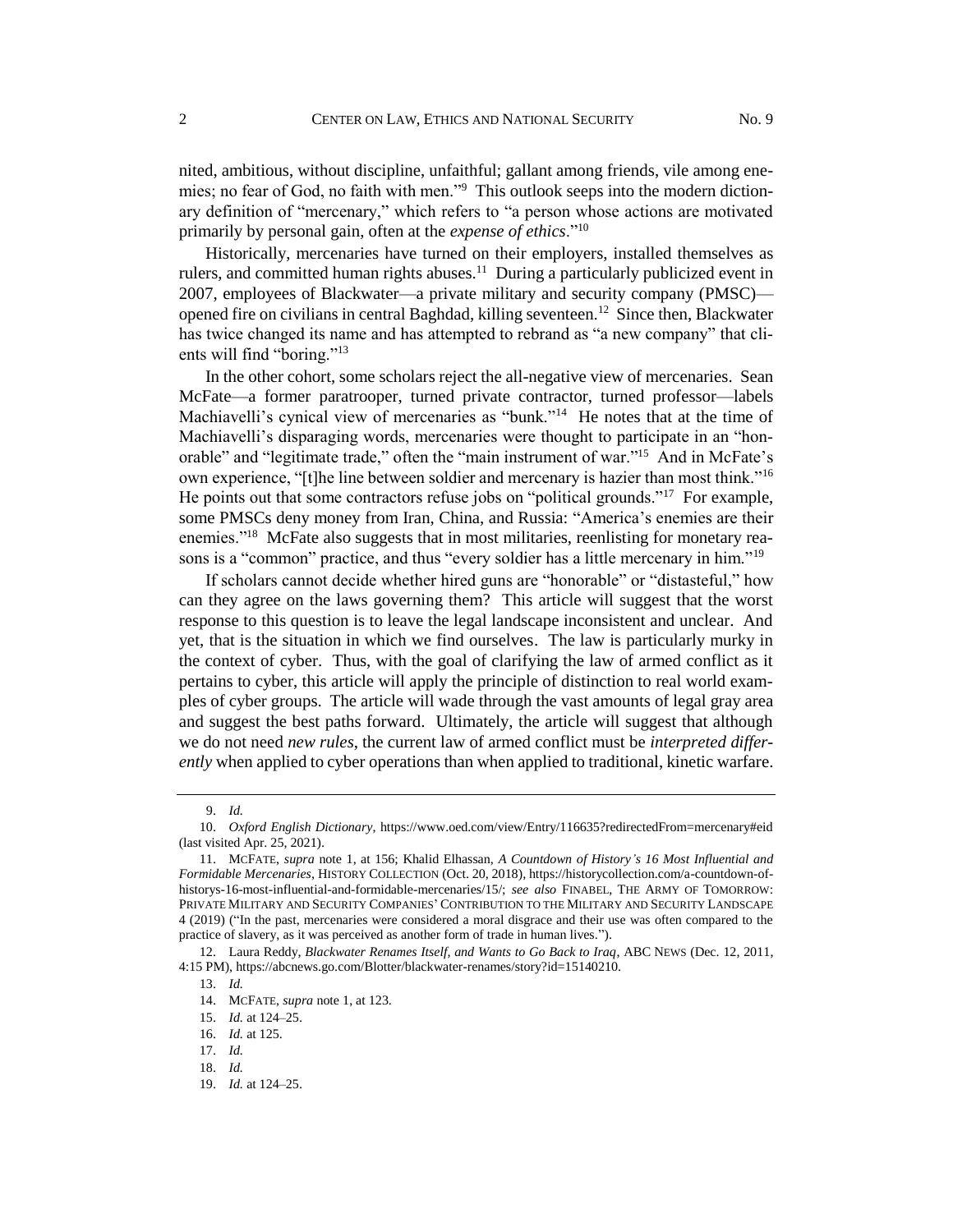nited, ambitious, without discipline, unfaithful; gallant among friends, vile among enemies; no fear of God, no faith with men."[9] This outlook seeps into the modern dictionary definition of "mercenary," which refers to "a person whose actions are motivated primarily by personal gain, often at the *expense of ethics*."[10]

Historically, mercenaries have turned on their employers, installed themselves as rulers, and committed human rights abuses.[11] During a particularly publicized event in 2007, employees of Blackwater—a private military and security company (PMSC)—opened fire on civilians in central Baghdad, killing seventeen.[12] Since then, Blackwater has twice changed its name and has attempted to rebrand as "a new company" that clients will find "boring."[13]

In the other cohort, some scholars reject the all-negative view of mercenaries. Sean McFate—a former paratrooper, turned private contractor, turned professor—labels Machiavelli's cynical view of mercenaries as "bunk."[14] He notes that at the time of Machiavelli's disparaging words, mercenaries were thought to participate in an "honorable" and "legitimate trade," often the "main instrument of war."[15] And in McFate's own experience, "[t]he line between soldier and mercenary is hazier than most think."[16] He points out that some contractors refuse jobs on "political grounds."[17] For example, some PMSCs deny money from Iran, China, and Russia: "America's enemies are their enemies."[18] McFate also suggests that in most militaries, reenlisting for monetary reasons is a "common" practice, and thus "every soldier has a little mercenary in him."[19]

If scholars cannot decide whether hired guns are "honorable" or "distasteful," how can they agree on the laws governing them? This article will suggest that the worst response to this question is to leave the legal landscape inconsistent and unclear. And yet, that is the situation in which we find ourselves. The law is particularly murky in the context of cyber. Thus, with the goal of clarifying the law of armed conflict as it pertains to cyber, this article will apply the principle of distinction to real world examples of cyber groups. The article will wade through the vast amounts of legal gray area and suggest the best paths forward. Ultimately, the article will suggest that although we do not need *new rules*, the current law of armed conflict must be *interpreted differently* when applied to cyber operations than when applied to traditional, kinetic warfare.

---

9. *Id.*

10. *Oxford English Dictionary*, https://www.oed.com/view/Entry/116635?redirectedFrom=mercenary#eid (last visited Apr. 25, 2021).

11. MCFATE, *supra* note 1, at 156; Khalid Elhassan, *A Countdown of History's 16 Most Influential and Formidable Mercenaries*, HISTORY COLLECTION (Oct. 20, 2018), https://historycollection.com/a-countdown-of-historys-16-most-influential-and-formidable-mercenaries/15/; *see also* FINABEL, THE ARMY OF TOMORROW: PRIVATE MILITARY AND SECURITY COMPANIES' CONTRIBUTION TO THE MILITARY AND SECURITY LANDSCAPE 4 (2019) ("In the past, mercenaries were considered a moral disgrace and their use was often compared to the practice of slavery, as it was perceived as another form of trade in human lives.").

12. Laura Reddy, *Blackwater Renames Itself, and Wants to Go Back to Iraq*, ABC NEWS (Dec. 12, 2011, 4:15 PM), https://abcnews.go.com/Blotter/blackwater-renames/story?id=15140210.

13. *Id.*

14. MCFATE, *supra* note 1, at 123.

15. *Id.* at 124–25.

16. *Id.* at 125.

17. *Id.*

18. *Id.*

19. *Id.* at 124–25.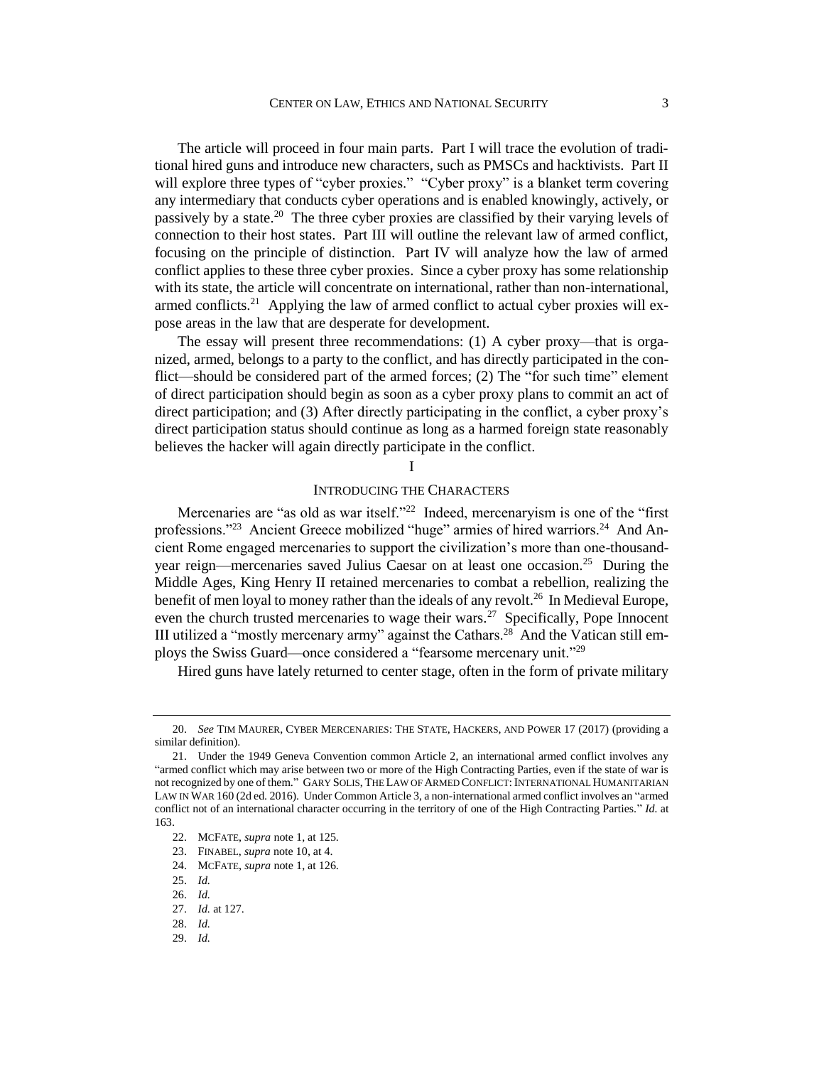The article will proceed in four main parts. Part I will trace the evolution of traditional hired guns and introduce new characters, such as PMSCs and hacktivists. Part II will explore three types of "cyber proxies." "Cyber proxy" is a blanket term covering any intermediary that conducts cyber operations and is enabled knowingly, actively, or passively by a state.[20] The three cyber proxies are classified by their varying levels of connection to their host states. Part III will outline the relevant law of armed conflict, focusing on the principle of distinction. Part IV will analyze how the law of armed conflict applies to these three cyber proxies. Since a cyber proxy has some relationship with its state, the article will concentrate on international, rather than non-international, armed conflicts.[21] Applying the law of armed conflict to actual cyber proxies will expose areas in the law that are desperate for development.

The essay will present three recommendations: (1) A cyber proxy—that is organized, armed, belongs to a party to the conflict, and has directly participated in the conflict—should be considered part of the armed forces; (2) The "for such time" element of direct participation should begin as soon as a cyber proxy plans to commit an act of direct participation; and (3) After directly participating in the conflict, a cyber proxy's direct participation status should continue as long as a harmed foreign state reasonably believes the hacker will again directly participate in the conflict.

## I

## INTRODUCING THE CHARACTERS

Mercenaries are "as old as war itself."[22] Indeed, mercenaryism is one of the "first professions."[23] Ancient Greece mobilized "huge" armies of hired warriors.[24] And Ancient Rome engaged mercenaries to support the civilization's more than one-thousand-year reign—mercenaries saved Julius Caesar on at least one occasion.[25] During the Middle Ages, King Henry II retained mercenaries to combat a rebellion, realizing the benefit of men loyal to money rather than the ideals of any revolt.[26] In Medieval Europe, even the church trusted mercenaries to wage their wars.[27] Specifically, Pope Innocent III utilized a "mostly mercenary army" against the Cathars.[28] And the Vatican still employs the Swiss Guard—once considered a "fearsome mercenary unit."[29]

Hired guns have lately returned to center stage, often in the form of private military

---

20. *See* TIM MAURER, CYBER MERCENARIES: THE STATE, HACKERS, AND POWER 17 (2017) (providing a similar definition).

21. Under the 1949 Geneva Convention common Article 2, an international armed conflict involves any "armed conflict which may arise between two or more of the High Contracting Parties, even if the state of war is not recognized by one of them." GARY SOLIS, THE LAW OF ARMED CONFLICT: INTERNATIONAL HUMANITARIAN LAW IN WAR 160 (2d ed. 2016). Under Common Article 3, a non-international armed conflict involves an "armed conflict not of an international character occurring in the territory of one of the High Contracting Parties." *Id.* at 163.

22. MCFATE, *supra* note 1, at 125.

23. FINABEL, *supra* note 10, at 4.

24. MCFATE, *supra* note 1, at 126.

25. *Id.*

26. *Id.*

27. *Id.* at 127.

28. *Id.*

29. *Id.*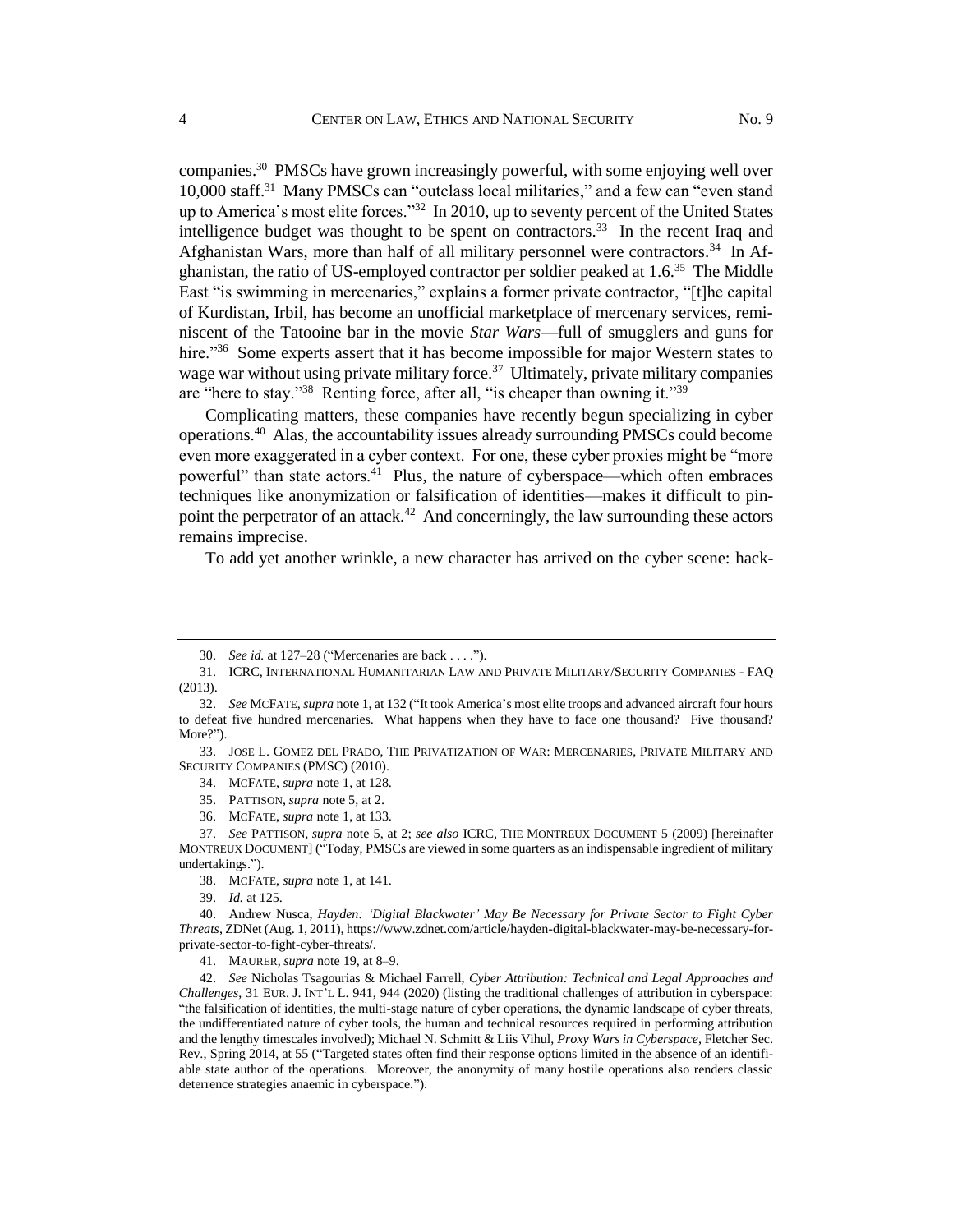companies.[30] PMSCs have grown increasingly powerful, with some enjoying well over 10,000 staff.[31] Many PMSCs can "outclass local militaries," and a few can "even stand up to America's most elite forces."[32] In 2010, up to seventy percent of the United States intelligence budget was thought to be spent on contractors.[33] In the recent Iraq and Afghanistan Wars, more than half of all military personnel were contractors.[34] In Afghanistan, the ratio of US-employed contractor per soldier peaked at 1.6.[35] The Middle East "is swimming in mercenaries," explains a former private contractor, "[t]he capital of Kurdistan, Irbil, has become an unofficial marketplace of mercenary services, reminiscent of the Tatooine bar in the movie *Star Wars*—full of smugglers and guns for hire."[36] Some experts assert that it has become impossible for major Western states to wage war without using private military force.[37] Ultimately, private military companies are "here to stay."[38] Renting force, after all, "is cheaper than owning it."[39]

Complicating matters, these companies have recently begun specializing in cyber operations.[40] Alas, the accountability issues already surrounding PMSCs could become even more exaggerated in a cyber context. For one, these cyber proxies might be "more powerful" than state actors.[41] Plus, the nature of cyberspace—which often embraces techniques like anonymization or falsification of identities—makes it difficult to pinpoint the perpetrator of an attack.[42] And concerningly, the law surrounding these actors remains imprecise.

To add yet another wrinkle, a new character has arrived on the cyber scene: hack-

---

30. *See id.* at 127–28 ("Mercenaries are back . . . .").

31. ICRC, INTERNATIONAL HUMANITARIAN LAW AND PRIVATE MILITARY/SECURITY COMPANIES - FAQ (2013).

32. *See* MCFATE, *supra* note 1, at 132 ("It took America's most elite troops and advanced aircraft four hours to defeat five hundred mercenaries. What happens when they have to face one thousand? Five thousand? More?").

33. JOSE L. GOMEZ DEL PRADO, THE PRIVATIZATION OF WAR: MERCENARIES, PRIVATE MILITARY AND SECURITY COMPANIES (PMSC) (2010).

34. MCFATE, *supra* note 1, at 128.

35. PATTISON, *supra* note 5, at 2.

36. MCFATE, *supra* note 1, at 133.

37. *See* PATTISON, *supra* note 5, at 2; *see also* ICRC, THE MONTREUX DOCUMENT 5 (2009) [hereinafter MONTREUX DOCUMENT] ("Today, PMSCs are viewed in some quarters as an indispensable ingredient of military undertakings.").

38. MCFATE, *supra* note 1, at 141.

39. *Id.* at 125.

40. Andrew Nusca, *Hayden: 'Digital Blackwater' May Be Necessary for Private Sector to Fight Cyber Threats*, ZDNet (Aug. 1, 2011), https://www.zdnet.com/article/hayden-digital-blackwater-may-be-necessary-for-private-sector-to-fight-cyber-threats/.

41. MAURER, *supra* note 19, at 8–9.

42. *See* Nicholas Tsagourias & Michael Farrell, *Cyber Attribution: Technical and Legal Approaches and Challenges*, 31 EUR. J. INT'L L. 941, 944 (2020) (listing the traditional challenges of attribution in cyberspace: "the falsification of identities, the multi-stage nature of cyber operations, the dynamic landscape of cyber threats, the undifferentiated nature of cyber tools, the human and technical resources required in performing attribution and the lengthy timescales involved); Michael N. Schmitt & Liis Vihul, *Proxy Wars in Cyberspace*, Fletcher Sec. Rev., Spring 2014, at 55 ("Targeted states often find their response options limited in the absence of an identifiable state author of the operations. Moreover, the anonymity of many hostile operations also renders classic deterrence strategies anaemic in cyberspace.").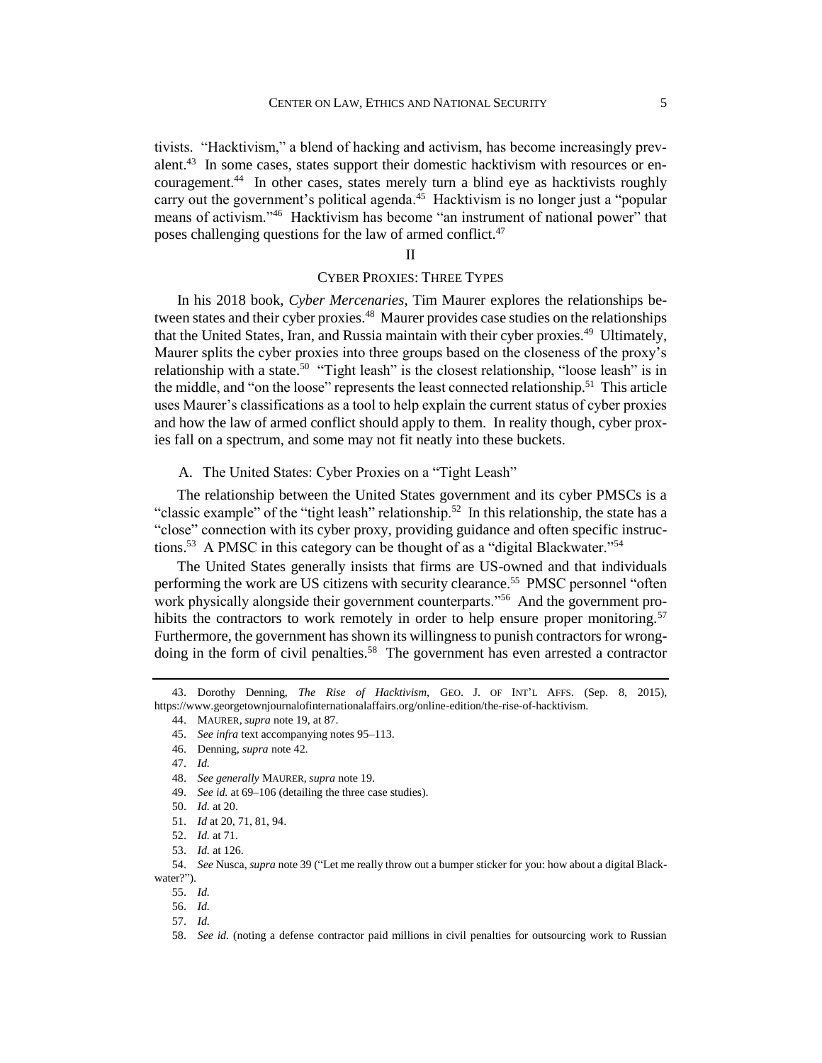tivists. "Hacktivism," a blend of hacking and activism, has become increasingly prevalent.[43] In some cases, states support their domestic hacktivism with resources or encouragement.[44] In other cases, states merely turn a blind eye as hacktivists roughly carry out the government's political agenda.[45] Hacktivism is no longer just a "popular means of activism."[46] Hacktivism has become "an instrument of national power" that poses challenging questions for the law of armed conflict.[47]

## II

## CYBER PROXIES: THREE TYPES

In his 2018 book, *Cyber Mercenaries*, Tim Maurer explores the relationships between states and their cyber proxies.[48] Maurer provides case studies on the relationships that the United States, Iran, and Russia maintain with their cyber proxies.[49] Ultimately, Maurer splits the cyber proxies into three groups based on the closeness of the proxy's relationship with a state.[50] "Tight leash" is the closest relationship, "loose leash" is in the middle, and "on the loose" represents the least connected relationship.[51] This article uses Maurer's classifications as a tool to help explain the current status of cyber proxies and how the law of armed conflict should apply to them. In reality though, cyber proxies fall on a spectrum, and some may not fit neatly into these buckets.

### A. The United States: Cyber Proxies on a "Tight Leash"

The relationship between the United States government and its cyber PMSCs is a "classic example" of the "tight leash" relationship.[52] In this relationship, the state has a "close" connection with its cyber proxy, providing guidance and often specific instructions.[53] A PMSC in this category can be thought of as a "digital Blackwater."[54]

The United States generally insists that firms are US-owned and that individuals performing the work are US citizens with security clearance.[55] PMSC personnel "often work physically alongside their government counterparts."[56] And the government prohibits the contractors to work remotely in order to help ensure proper monitoring.[57] Furthermore, the government has shown its willingness to punish contractors for wrongdoing in the form of civil penalties.[58] The government has even arrested a contractor

---

43. Dorothy Denning, *The Rise of Hacktivism*, GEO. J. OF INT'L AFFS. (Sep. 8, 2015), https://www.georgetownjournalofinternationalaffairs.org/online-edition/the-rise-of-hacktivism.

44. MAURER, *supra* note 19, at 87.

45. *See infra* text accompanying notes 95–113.

46. Denning, *supra* note 42.

47. *Id.*

48. *See generally* MAURER, *supra* note 19.

49. *See id.* at 69–106 (detailing the three case studies).

50. *Id.* at 20.

51. *Id* at 20, 71, 81, 94.

52. *Id.* at 71.

53. *Id.* at 126.

54. *See* Nusca, *supra* note 39 ("Let me really throw out a bumper sticker for you: how about a digital Blackwater?").

55. *Id.*

56. *Id.*

57. *Id.*

58. *See id.* (noting a defense contractor paid millions in civil penalties for outsourcing work to Russian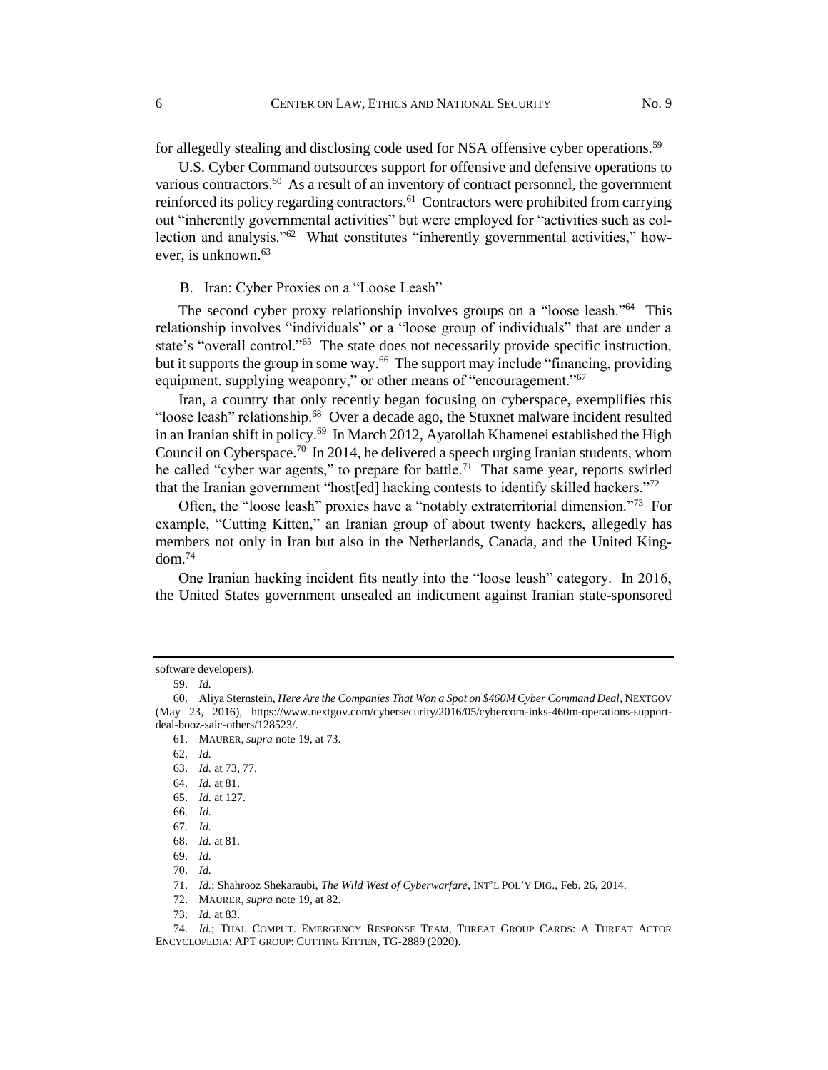for allegedly stealing and disclosing code used for NSA offensive cyber operations.[59]

U.S. Cyber Command outsources support for offensive and defensive operations to various contractors.[60] As a result of an inventory of contract personnel, the government reinforced its policy regarding contractors.[61] Contractors were prohibited from carrying out "inherently governmental activities" but were employed for "activities such as collection and analysis."[62] What constitutes "inherently governmental activities," however, is unknown.[63]

### B. Iran: Cyber Proxies on a "Loose Leash"

The second cyber proxy relationship involves groups on a "loose leash."[64] This relationship involves "individuals" or a "loose group of individuals" that are under a state's "overall control."[65] The state does not necessarily provide specific instruction, but it supports the group in some way.[66] The support may include "financing, providing equipment, supplying weaponry," or other means of "encouragement."[67]

Iran, a country that only recently began focusing on cyberspace, exemplifies this "loose leash" relationship.[68] Over a decade ago, the Stuxnet malware incident resulted in an Iranian shift in policy.[69] In March 2012, Ayatollah Khamenei established the High Council on Cyberspace.[70] In 2014, he delivered a speech urging Iranian students, whom he called "cyber war agents," to prepare for battle.[71] That same year, reports swirled that the Iranian government "host[ed] hacking contests to identify skilled hackers."[72]

Often, the "loose leash" proxies have a "notably extraterritorial dimension."[73] For example, "Cutting Kitten," an Iranian group of about twenty hackers, allegedly has members not only in Iran but also in the Netherlands, Canada, and the United Kingdom.[74]

One Iranian hacking incident fits neatly into the "loose leash" category. In 2016, the United States government unsealed an indictment against Iranian state-sponsored

---

software developers).

59. *Id.*

60. Aliya Sternstein, *Here Are the Companies That Won a Spot on $460M Cyber Command Deal*, NEXTGOV (May 23, 2016), https://www.nextgov.com/cybersecurity/2016/05/cybercom-inks-460m-operations-support-deal-booz-saic-others/128523/.

61. MAURER, *supra* note 19, at 73.

62. *Id.*

63. *Id.* at 73, 77.

64. *Id.* at 81.

65. *Id.* at 127.

66. *Id.*

67. *Id.*

68. *Id.* at 81.

69. *Id.*

70. *Id.*

71. *Id.*; Shahrooz Shekaraubi, *The Wild West of Cyberwarfare*, INT'L POL'Y DIG., Feb. 26, 2014.

72. MAURER, *supra* note 19, at 82.

73. *Id.* at 83.

74. *Id.*; THAI. COMPUT. EMERGENCY RESPONSE TEAM, THREAT GROUP CARDS: A THREAT ACTOR ENCYCLOPEDIA: APT GROUP: CUTTING KITTEN, TG-2889 (2020).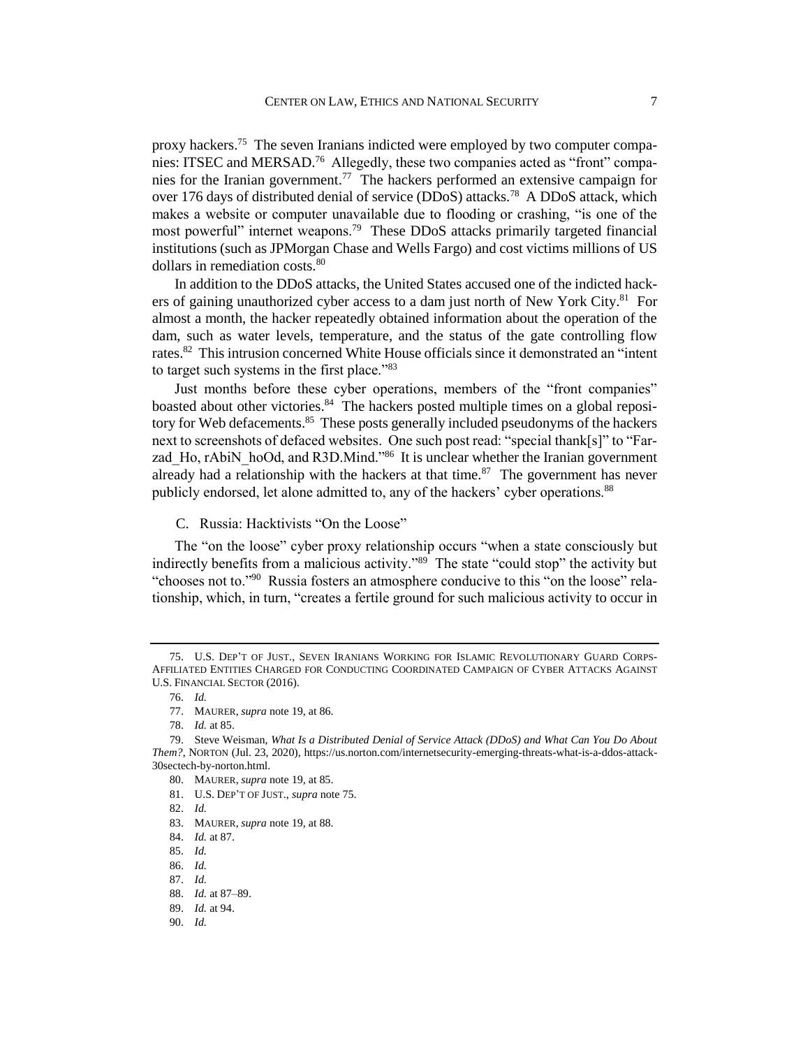proxy hackers.[75] The seven Iranians indicted were employed by two computer companies: ITSEC and MERSAD.[76] Allegedly, these two companies acted as "front" companies for the Iranian government.[77] The hackers performed an extensive campaign for over 176 days of distributed denial of service (DDoS) attacks.[78] A DDoS attack, which makes a website or computer unavailable due to flooding or crashing, "is one of the most powerful" internet weapons.[79] These DDoS attacks primarily targeted financial institutions (such as JPMorgan Chase and Wells Fargo) and cost victims millions of US dollars in remediation costs.[80]

In addition to the DDoS attacks, the United States accused one of the indicted hackers of gaining unauthorized cyber access to a dam just north of New York City.[81] For almost a month, the hacker repeatedly obtained information about the operation of the dam, such as water levels, temperature, and the status of the gate controlling flow rates.[82] This intrusion concerned White House officials since it demonstrated an "intent to target such systems in the first place."[83]

Just months before these cyber operations, members of the "front companies" boasted about other victories.[84] The hackers posted multiple times on a global repository for Web defacements.[85] These posts generally included pseudonyms of the hackers next to screenshots of defaced websites. One such post read: "special thank[s]" to "Farzad_Ho, rAbiN_hoOd, and R3D.Mind."[86] It is unclear whether the Iranian government already had a relationship with the hackers at that time.[87] The government has never publicly endorsed, let alone admitted to, any of the hackers' cyber operations.[88]

### C. Russia: Hacktivists "On the Loose"

The "on the loose" cyber proxy relationship occurs "when a state consciously but indirectly benefits from a malicious activity."[89] The state "could stop" the activity but "chooses not to."[90] Russia fosters an atmosphere conducive to this "on the loose" relationship, which, in turn, "creates a fertile ground for such malicious activity to occur in

---

75. U.S. DEP'T OF JUST., SEVEN IRANIANS WORKING FOR ISLAMIC REVOLUTIONARY GUARD CORPS-AFFILIATED ENTITIES CHARGED FOR CONDUCTING COORDINATED CAMPAIGN OF CYBER ATTACKS AGAINST U.S. FINANCIAL SECTOR (2016).

76. *Id.*

77. MAURER, *supra* note 19, at 86.

78. *Id.* at 85.

79. Steve Weisman, *What Is a Distributed Denial of Service Attack (DDoS) and What Can You Do About Them?*, NORTON (Jul. 23, 2020), https://us.norton.com/internetsecurity-emerging-threats-what-is-a-ddos-attack-30sectech-by-norton.html.

80. MAURER, *supra* note 19, at 85.

81. U.S. DEP'T OF JUST., *supra* note 75.

82. *Id.*

83. MAURER, *supra* note 19, at 88.

84. *Id.* at 87.

85. *Id.*

86. *Id.*

87. *Id.*

88. *Id.* at 87–89.

89. *Id.* at 94.

90. *Id.*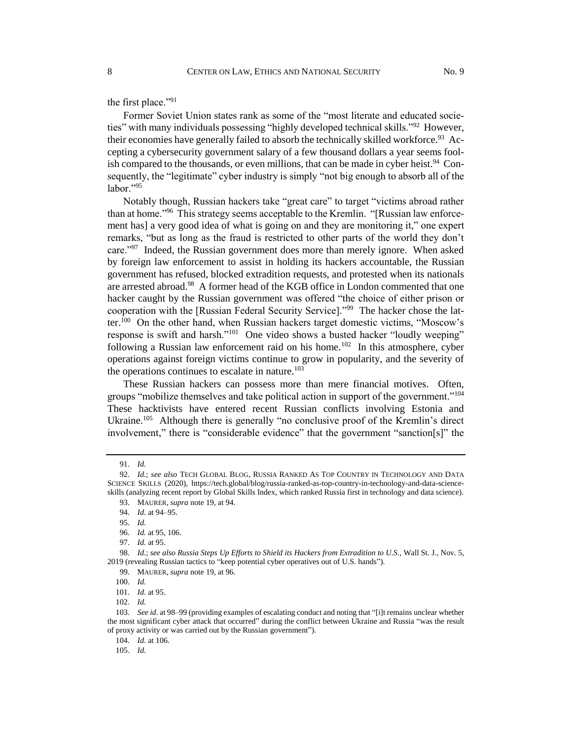the first place."[91]

Former Soviet Union states rank as some of the "most literate and educated societies" with many individuals possessing "highly developed technical skills."[92] However, their economies have generally failed to absorb the technically skilled workforce.[93] Accepting a cybersecurity government salary of a few thousand dollars a year seems foolish compared to the thousands, or even millions, that can be made in cyber heist.[94] Consequently, the "legitimate" cyber industry is simply "not big enough to absorb all of the labor."[95]

Notably though, Russian hackers take "great care" to target "victims abroad rather than at home."[96] This strategy seems acceptable to the Kremlin. "[Russian law enforcement has] a very good idea of what is going on and they are monitoring it," one expert remarks, "but as long as the fraud is restricted to other parts of the world they don't care."[97] Indeed, the Russian government does more than merely ignore. When asked by foreign law enforcement to assist in holding its hackers accountable, the Russian government has refused, blocked extradition requests, and protested when its nationals are arrested abroad.[98] A former head of the KGB office in London commented that one hacker caught by the Russian government was offered "the choice of either prison or cooperation with the [Russian Federal Security Service]."[99] The hacker chose the latter.[100] On the other hand, when Russian hackers target domestic victims, "Moscow's response is swift and harsh."[101] One video shows a busted hacker "loudly weeping" following a Russian law enforcement raid on his home.[102] In this atmosphere, cyber operations against foreign victims continue to grow in popularity, and the severity of the operations continues to escalate in nature.[103]

These Russian hackers can possess more than mere financial motives. Often, groups "mobilize themselves and take political action in support of the government."[104] These hacktivists have entered recent Russian conflicts involving Estonia and Ukraine.[105] Although there is generally "no conclusive proof of the Kremlin's direct involvement," there is "considerable evidence" that the government "sanction[s]" the

---

91. *Id.*

92. *Id.*; *see also* TECH GLOBAL BLOG, RUSSIA RANKED AS TOP COUNTRY IN TECHNOLOGY AND DATA SCIENCE SKILLS (2020), https://tech.global/blog/russia-ranked-as-top-country-in-technology-and-data-science-skills (analyzing recent report by Global Skills Index, which ranked Russia first in technology and data science).

93. MAURER, *supra* note 19, at 94.

94. *Id.* at 94–95.

95. *Id.*

96. *Id.* at 95, 106.

97. *Id.* at 95.

98. *Id.*; *see also Russia Steps Up Efforts to Shield its Hackers from Extradition to U.S.*, Wall St. J., Nov. 5, 2019 (revealing Russian tactics to "keep potential cyber operatives out of U.S. hands").

99. MAURER, *supra* note 19, at 96.

100. *Id.*

101. *Id.* at 95.

102. *Id.*

103. *See id.* at 98–99 (providing examples of escalating conduct and noting that "[i]t remains unclear whether the most significant cyber attack that occurred" during the conflict between Ukraine and Russia "was the result of proxy activity or was carried out by the Russian government").

104. *Id.* at 106.

105. *Id.*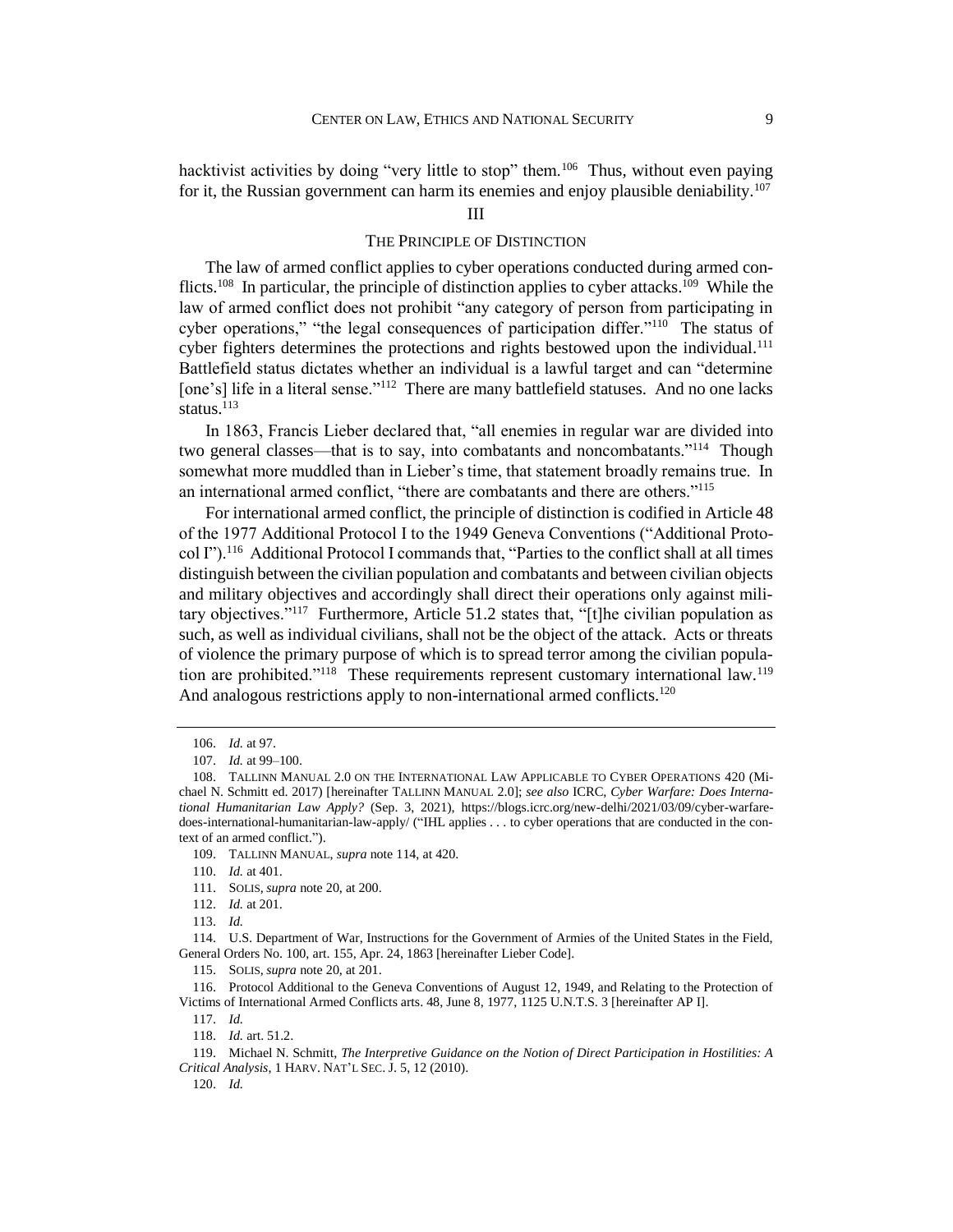hacktivist activities by doing "very little to stop" them.[106] Thus, without even paying for it, the Russian government can harm its enemies and enjoy plausible deniability.[107]

## III

## THE PRINCIPLE OF DISTINCTION

The law of armed conflict applies to cyber operations conducted during armed conflicts.[108] In particular, the principle of distinction applies to cyber attacks.[109] While the law of armed conflict does not prohibit "any category of person from participating in cyber operations," "the legal consequences of participation differ."[110] The status of cyber fighters determines the protections and rights bestowed upon the individual.[111] Battlefield status dictates whether an individual is a lawful target and can "determine [one's] life in a literal sense."[112] There are many battlefield statuses. And no one lacks status.[113]

In 1863, Francis Lieber declared that, "all enemies in regular war are divided into two general classes—that is to say, into combatants and noncombatants."[114] Though somewhat more muddled than in Lieber's time, that statement broadly remains true. In an international armed conflict, "there are combatants and there are others."[115]

For international armed conflict, the principle of distinction is codified in Article 48 of the 1977 Additional Protocol I to the 1949 Geneva Conventions ("Additional Protocol I").[116] Additional Protocol I commands that, "Parties to the conflict shall at all times distinguish between the civilian population and combatants and between civilian objects and military objectives and accordingly shall direct their operations only against military objectives."[117] Furthermore, Article 51.2 states that, "[t]he civilian population as such, as well as individual civilians, shall not be the object of the attack. Acts or threats of violence the primary purpose of which is to spread terror among the civilian population are prohibited."[118] These requirements represent customary international law.[119] And analogous restrictions apply to non-international armed conflicts.[120]

---

106. *Id.* at 97.

107. *Id.* at 99–100.

108. TALLINN MANUAL 2.0 ON THE INTERNATIONAL LAW APPLICABLE TO CYBER OPERATIONS 420 (Michael N. Schmitt ed. 2017) [hereinafter TALLINN MANUAL 2.0]; *see also* ICRC, *Cyber Warfare: Does International Humanitarian Law Apply?* (Sep. 3, 2021), https://blogs.icrc.org/new-delhi/2021/03/09/cyber-warfare-does-international-humanitarian-law-apply/ ("IHL applies . . . to cyber operations that are conducted in the context of an armed conflict.").

109. TALLINN MANUAL, *supra* note 114, at 420.

110. *Id.* at 401.

111. SOLIS, *supra* note 20, at 200.

112. *Id.* at 201.

113. *Id.*

114. U.S. Department of War, Instructions for the Government of Armies of the United States in the Field, General Orders No. 100, art. 155, Apr. 24, 1863 [hereinafter Lieber Code].

115. SOLIS, *supra* note 20, at 201.

116. Protocol Additional to the Geneva Conventions of August 12, 1949, and Relating to the Protection of Victims of International Armed Conflicts arts. 48, June 8, 1977, 1125 U.N.T.S. 3 [hereinafter AP I].

117. *Id.*

118. *Id.* art. 51.2.

119. Michael N. Schmitt, *The Interpretive Guidance on the Notion of Direct Participation in Hostilities: A Critical Analysis*, 1 HARV. NAT'L SEC. J. 5, 12 (2010).

120. *Id.*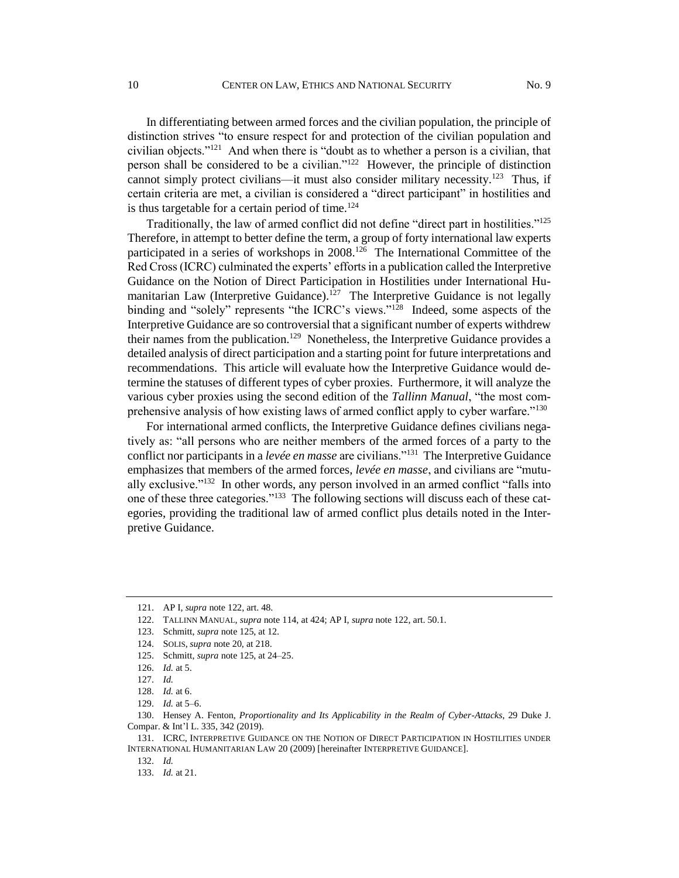In differentiating between armed forces and the civilian population, the principle of distinction strives "to ensure respect for and protection of the civilian population and civilian objects."[121] And when there is "doubt as to whether a person is a civilian, that person shall be considered to be a civilian."[122] However, the principle of distinction cannot simply protect civilians—it must also consider military necessity.[123] Thus, if certain criteria are met, a civilian is considered a "direct participant" in hostilities and is thus targetable for a certain period of time.[124]

Traditionally, the law of armed conflict did not define "direct part in hostilities."[125] Therefore, in attempt to better define the term, a group of forty international law experts participated in a series of workshops in 2008.[126] The International Committee of the Red Cross (ICRC) culminated the experts' efforts in a publication called the Interpretive Guidance on the Notion of Direct Participation in Hostilities under International Humanitarian Law (Interpretive Guidance).[127] The Interpretive Guidance is not legally binding and "solely" represents "the ICRC's views."[128] Indeed, some aspects of the Interpretive Guidance are so controversial that a significant number of experts withdrew their names from the publication.[129] Nonetheless, the Interpretive Guidance provides a detailed analysis of direct participation and a starting point for future interpretations and recommendations. This article will evaluate how the Interpretive Guidance would determine the statuses of different types of cyber proxies. Furthermore, it will analyze the various cyber proxies using the second edition of the *Tallinn Manual*, "the most comprehensive analysis of how existing laws of armed conflict apply to cyber warfare."[130]

For international armed conflicts, the Interpretive Guidance defines civilians negatively as: "all persons who are neither members of the armed forces of a party to the conflict nor participants in a *levée en masse* are civilians."[131] The Interpretive Guidance emphasizes that members of the armed forces, *levée en masse*, and civilians are "mutually exclusive."[132] In other words, any person involved in an armed conflict "falls into one of these three categories."[133] The following sections will discuss each of these categories, providing the traditional law of armed conflict plus details noted in the Interpretive Guidance.

---

121. AP I, *supra* note 122, art. 48.

122. TALLINN MANUAL, *supra* note 114, at 424; AP I, *supra* note 122, art. 50.1.

123. Schmitt, *supra* note 125, at 12.

124. SOLIS, *supra* note 20, at 218.

125. Schmitt, *supra* note 125, at 24–25.

126. *Id.* at 5.

127. *Id.*

128. *Id.* at 6.

129. *Id.* at 5–6.

130. Hensey A. Fenton, *Proportionality and Its Applicability in the Realm of Cyber-Attacks*, 29 Duke J. Compar. & Int'l L. 335, 342 (2019).

131. ICRC, INTERPRETIVE GUIDANCE ON THE NOTION OF DIRECT PARTICIPATION IN HOSTILITIES UNDER INTERNATIONAL HUMANITARIAN LAW 20 (2009) [hereinafter INTERPRETIVE GUIDANCE].

132. *Id.*

133. *Id.* at 21.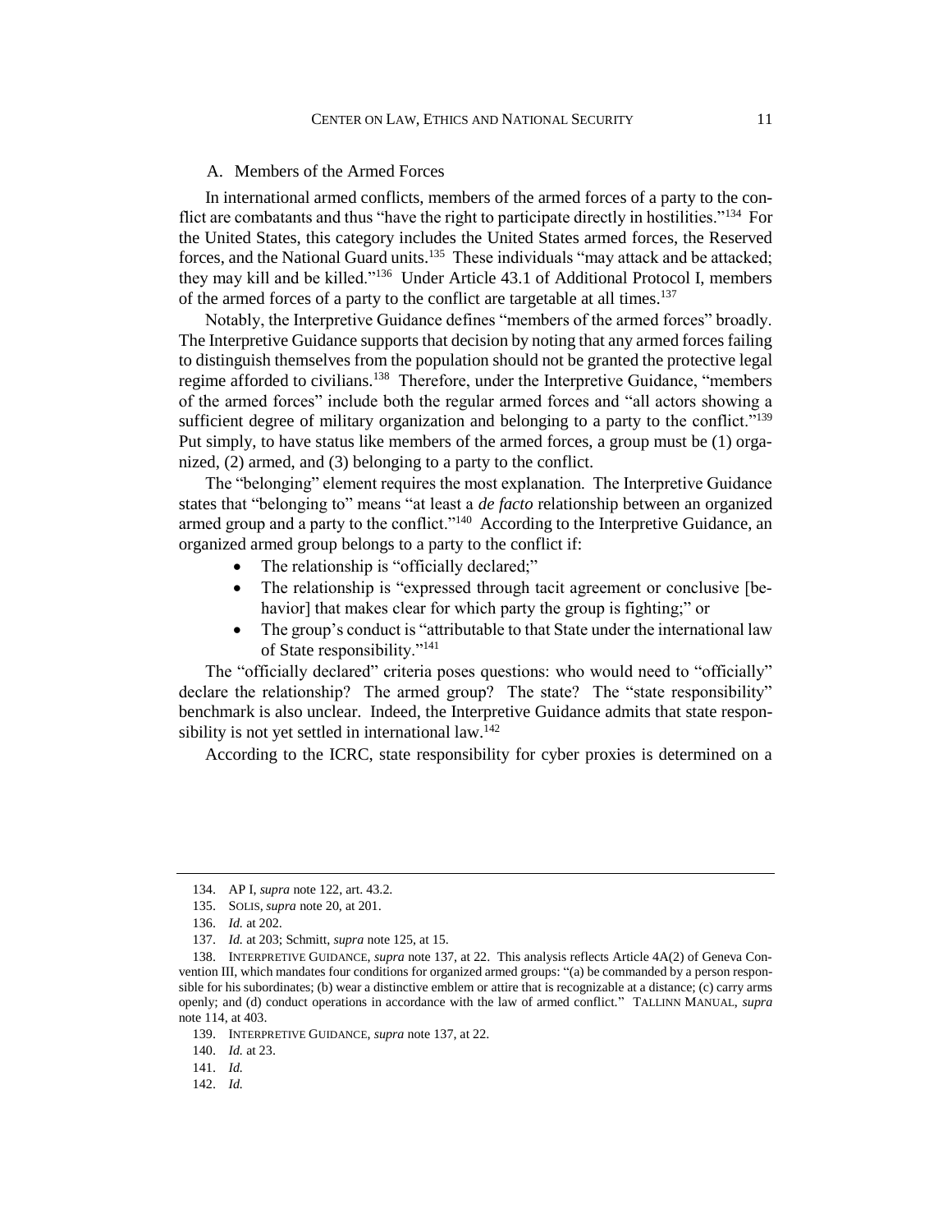### A. Members of the Armed Forces

In international armed conflicts, members of the armed forces of a party to the conflict are combatants and thus "have the right to participate directly in hostilities."[134] For the United States, this category includes the United States armed forces, the Reserved forces, and the National Guard units.[135] These individuals "may attack and be attacked; they may kill and be killed."[136] Under Article 43.1 of Additional Protocol I, members of the armed forces of a party to the conflict are targetable at all times.[137]

Notably, the Interpretive Guidance defines "members of the armed forces" broadly. The Interpretive Guidance supports that decision by noting that any armed forces failing to distinguish themselves from the population should not be granted the protective legal regime afforded to civilians.[138] Therefore, under the Interpretive Guidance, "members of the armed forces" include both the regular armed forces and "all actors showing a sufficient degree of military organization and belonging to a party to the conflict."[139] Put simply, to have status like members of the armed forces, a group must be (1) organized, (2) armed, and (3) belonging to a party to the conflict.

The "belonging" element requires the most explanation. The Interpretive Guidance states that "belonging to" means "at least a *de facto* relationship between an organized armed group and a party to the conflict."[140] According to the Interpretive Guidance, an organized armed group belongs to a party to the conflict if:

- The relationship is "officially declared;"
- The relationship is "expressed through tacit agreement or conclusive [behavior] that makes clear for which party the group is fighting;" or
- The group's conduct is "attributable to that State under the international law of State responsibility."[141]

The "officially declared" criteria poses questions: who would need to "officially" declare the relationship? The armed group? The state? The "state responsibility" benchmark is also unclear. Indeed, the Interpretive Guidance admits that state responsibility is not yet settled in international law.[142]

According to the ICRC, state responsibility for cyber proxies is determined on a

---

134. AP I, *supra* note 122, art. 43.2.

135. SOLIS, *supra* note 20, at 201.

136. *Id.* at 202.

137. *Id.* at 203; Schmitt, *supra* note 125, at 15.

138. INTERPRETIVE GUIDANCE, *supra* note 137, at 22. This analysis reflects Article 4A(2) of Geneva Convention III, which mandates four conditions for organized armed groups: "(a) be commanded by a person responsible for his subordinates; (b) wear a distinctive emblem or attire that is recognizable at a distance; (c) carry arms openly; and (d) conduct operations in accordance with the law of armed conflict." TALLINN MANUAL, *supra* note 114, at 403.

139. INTERPRETIVE GUIDANCE, *supra* note 137, at 22.

140. *Id.* at 23.

141. *Id.*

142. *Id.*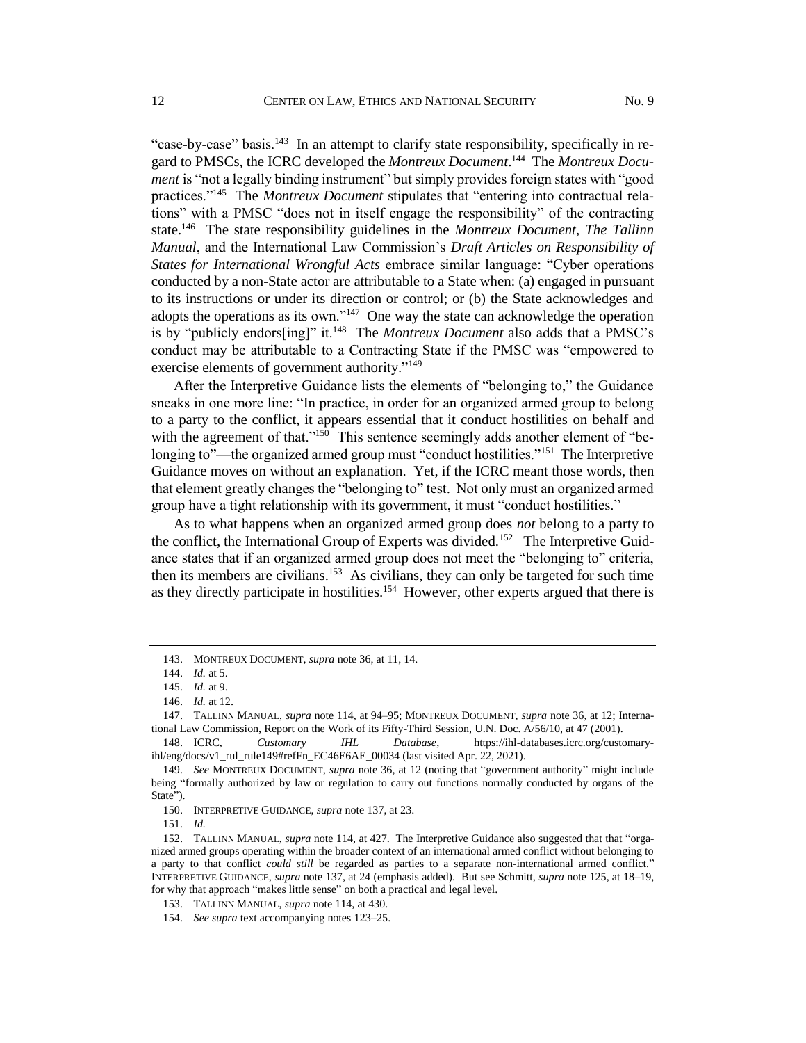"case-by-case" basis.[143] In an attempt to clarify state responsibility, specifically in regard to PMSCs, the ICRC developed the *Montreux Document*.[144] The *Montreux Document* is "not a legally binding instrument" but simply provides foreign states with "good practices."[145] The *Montreux Document* stipulates that "entering into contractual relations" with a PMSC "does not in itself engage the responsibility" of the contracting state.[146] The state responsibility guidelines in the *Montreux Document*, *The Tallinn Manual*, and the International Law Commission's *Draft Articles on Responsibility of States for International Wrongful Acts* embrace similar language: "Cyber operations conducted by a non-State actor are attributable to a State when: (a) engaged in pursuant to its instructions or under its direction or control; or (b) the State acknowledges and adopts the operations as its own."[147] One way the state can acknowledge the operation is by "publicly endors[ing]" it.[148] The *Montreux Document* also adds that a PMSC's conduct may be attributable to a Contracting State if the PMSC was "empowered to exercise elements of government authority."[149]

After the Interpretive Guidance lists the elements of "belonging to," the Guidance sneaks in one more line: "In practice, in order for an organized armed group to belong to a party to the conflict, it appears essential that it conduct hostilities on behalf and with the agreement of that."[150] This sentence seemingly adds another element of "belonging to"—the organized armed group must "conduct hostilities."[151] The Interpretive Guidance moves on without an explanation. Yet, if the ICRC meant those words, then that element greatly changes the "belonging to" test. Not only must an organized armed group have a tight relationship with its government, it must "conduct hostilities."

As to what happens when an organized armed group does *not* belong to a party to the conflict, the International Group of Experts was divided.[152] The Interpretive Guidance states that if an organized armed group does not meet the "belonging to" criteria, then its members are civilians.[153] As civilians, they can only be targeted for such time as they directly participate in hostilities.[154] However, other experts argued that there is

---

143. MONTREUX DOCUMENT, *supra* note 36, at 11, 14.

144. *Id.* at 5.

145. *Id.* at 9.

146. *Id.* at 12.

147. TALLINN MANUAL, *supra* note 114, at 94–95; MONTREUX DOCUMENT, *supra* note 36, at 12; International Law Commission, Report on the Work of its Fifty-Third Session, U.N. Doc. A/56/10, at 47 (2001).

148. ICRC, *Customary IHL Database*, https://ihl-databases.icrc.org/customary-ihl/eng/docs/v1_rul_rule149#refFn_EC46E6AE_00034 (last visited Apr. 22, 2021).

149. *See* MONTREUX DOCUMENT, *supra* note 36, at 12 (noting that "government authority" might include being "formally authorized by law or regulation to carry out functions normally conducted by organs of the State").

150. INTERPRETIVE GUIDANCE, *supra* note 137, at 23.

151. *Id.*

152. TALLINN MANUAL, *supra* note 114, at 427. The Interpretive Guidance also suggested that that "organized armed groups operating within the broader context of an international armed conflict without belonging to a party to that conflict *could still* be regarded as parties to a separate non-international armed conflict." INTERPRETIVE GUIDANCE, *supra* note 137, at 24 (emphasis added). But see Schmitt, *supra* note 125, at 18–19, for why that approach "makes little sense" on both a practical and legal level.

153. TALLINN MANUAL, *supra* note 114, at 430.

154. *See supra* text accompanying notes 123–25.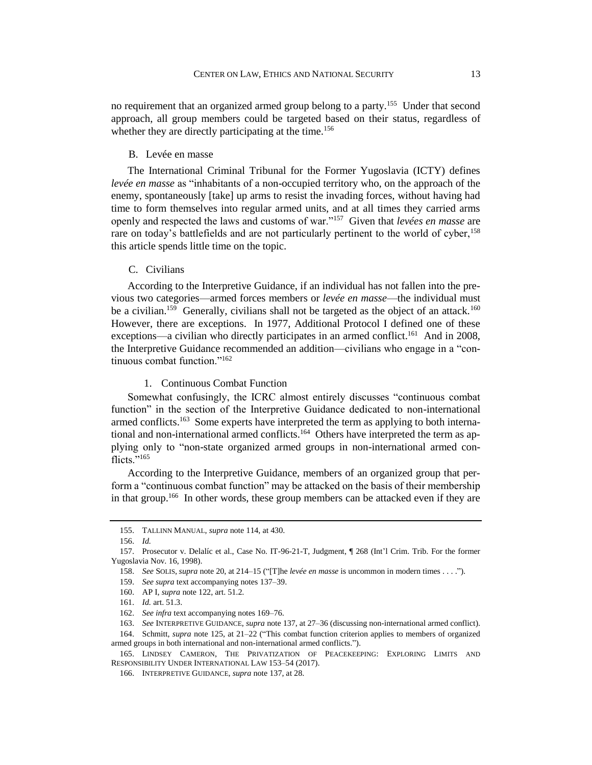no requirement that an organized armed group belong to a party.[155] Under that second approach, all group members could be targeted based on their status, regardless of whether they are directly participating at the time.[156]

### B. Levée en masse

The International Criminal Tribunal for the Former Yugoslavia (ICTY) defines *levée en masse* as "inhabitants of a non-occupied territory who, on the approach of the enemy, spontaneously [take] up arms to resist the invading forces, without having had time to form themselves into regular armed units, and at all times they carried arms openly and respected the laws and customs of war."[157] Given that *levées en masse* are rare on today's battlefields and are not particularly pertinent to the world of cyber,[158] this article spends little time on the topic.

### C. Civilians

According to the Interpretive Guidance, if an individual has not fallen into the previous two categories—armed forces members or *levée en masse*—the individual must be a civilian.[159] Generally, civilians shall not be targeted as the object of an attack.[160] However, there are exceptions. In 1977, Additional Protocol I defined one of these exceptions—a civilian who directly participates in an armed conflict.[161] And in 2008, the Interpretive Guidance recommended an addition—civilians who engage in a "continuous combat function."[162]

#### 1. Continuous Combat Function

Somewhat confusingly, the ICRC almost entirely discusses "continuous combat function" in the section of the Interpretive Guidance dedicated to non-international armed conflicts.[163] Some experts have interpreted the term as applying to both international and non-international armed conflicts.[164] Others have interpreted the term as applying only to "non-state organized armed groups in non-international armed conflicts."[165]

According to the Interpretive Guidance, members of an organized group that perform a "continuous combat function" may be attacked on the basis of their membership in that group.[166] In other words, these group members can be attacked even if they are

---

155. TALLINN MANUAL, *supra* note 114, at 430.

156. *Id.*

157. Prosecutor v. Delalíc et al., Case No. IT-96-21-T, Judgment, ¶ 268 (Int'l Crim. Trib. For the former Yugoslavia Nov. 16, 1998).

158. *See* SOLIS, *supra* note 20, at 214–15 ("[T]he *levée en masse* is uncommon in modern times . . . .").

159. *See supra* text accompanying notes 137–39.

160. AP I, *supra* note 122, art. 51.2.

161. *Id.* art. 51.3.

162. *See infra* text accompanying notes 169–76.

163. *See* INTERPRETIVE GUIDANCE, *supra* note 137, at 27–36 (discussing non-international armed conflict).

164. Schmitt, *supra* note 125, at 21–22 ("This combat function criterion applies to members of organized armed groups in both international and non-international armed conflicts.").

165. LINDSEY CAMERON, THE PRIVATIZATION OF PEACEKEEPING: EXPLORING LIMITS AND RESPONSIBILITY UNDER INTERNATIONAL LAW 153–54 (2017).

166. INTERPRETIVE GUIDANCE, *supra* note 137, at 28.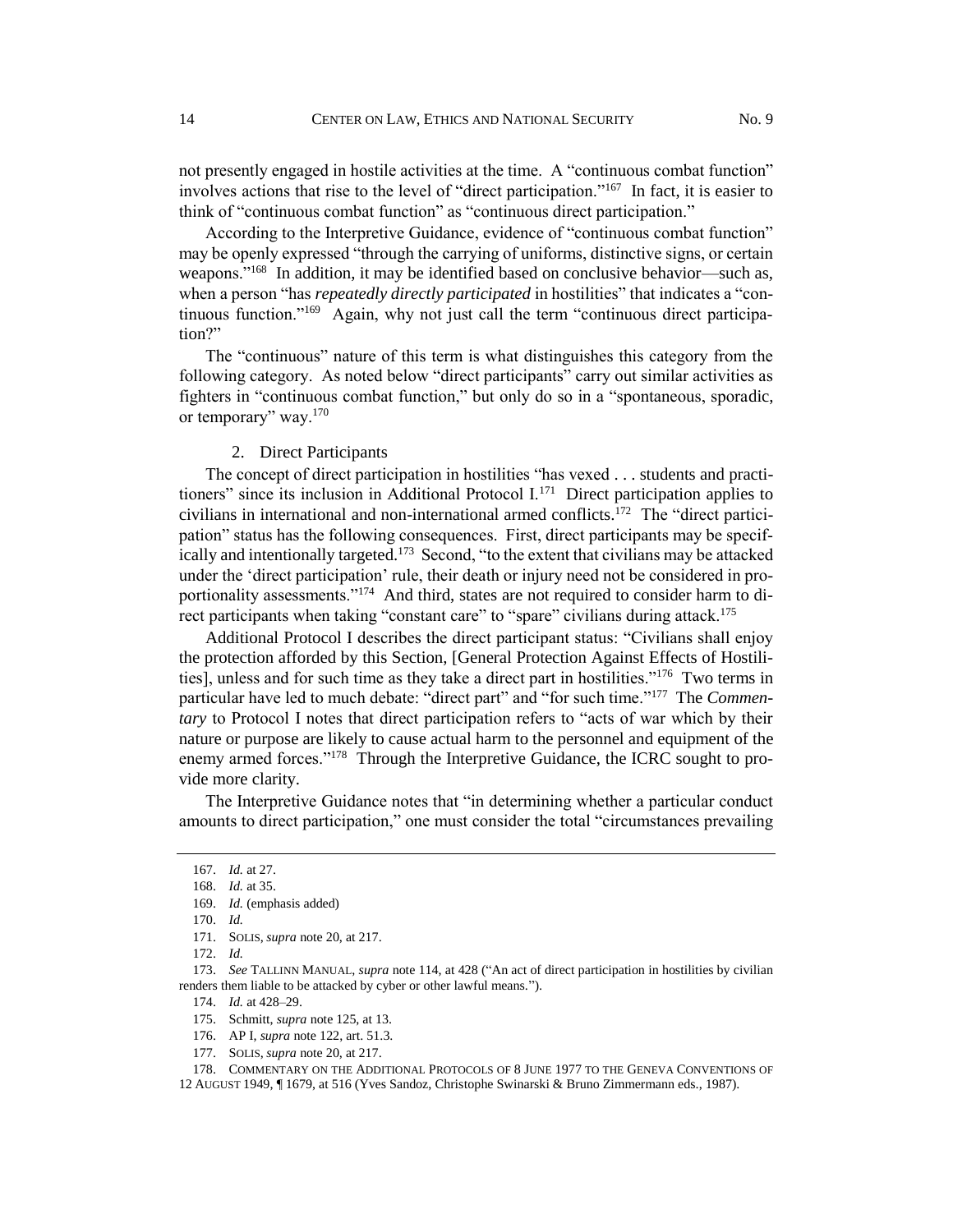not presently engaged in hostile activities at the time. A "continuous combat function" involves actions that rise to the level of "direct participation."[167] In fact, it is easier to think of "continuous combat function" as "continuous direct participation."

According to the Interpretive Guidance, evidence of "continuous combat function" may be openly expressed "through the carrying of uniforms, distinctive signs, or certain weapons."[168] In addition, it may be identified based on conclusive behavior—such as, when a person "has *repeatedly directly participated* in hostilities" that indicates a "continuous function."[169] Again, why not just call the term "continuous direct participation?"

The "continuous" nature of this term is what distinguishes this category from the following category. As noted below "direct participants" carry out similar activities as fighters in "continuous combat function," but only do so in a "spontaneous, sporadic, or temporary" way.[170]

### 2. Direct Participants

The concept of direct participation in hostilities "has vexed . . . students and practitioners" since its inclusion in Additional Protocol I.[171] Direct participation applies to civilians in international and non-international armed conflicts.[172] The "direct participation" status has the following consequences. First, direct participants may be specifically and intentionally targeted.[173] Second, "to the extent that civilians may be attacked under the 'direct participation' rule, their death or injury need not be considered in proportionality assessments."[174] And third, states are not required to consider harm to direct participants when taking "constant care" to "spare" civilians during attack.[175]

Additional Protocol I describes the direct participant status: "Civilians shall enjoy the protection afforded by this Section, [General Protection Against Effects of Hostilities], unless and for such time as they take a direct part in hostilities."[176] Two terms in particular have led to much debate: "direct part" and "for such time."[177] The *Commentary* to Protocol I notes that direct participation refers to "acts of war which by their nature or purpose are likely to cause actual harm to the personnel and equipment of the enemy armed forces."[178] Through the Interpretive Guidance, the ICRC sought to provide more clarity.

The Interpretive Guidance notes that "in determining whether a particular conduct amounts to direct participation," one must consider the total "circumstances prevailing

---

167. *Id.* at 27.

168. *Id.* at 35.

169. *Id.* (emphasis added)

170. *Id.*

171. SOLIS, *supra* note 20, at 217.

172. *Id.*

173. *See* TALLINN MANUAL, *supra* note 114, at 428 ("An act of direct participation in hostilities by civilian renders them liable to be attacked by cyber or other lawful means.").

174. *Id.* at 428–29.

175. Schmitt, *supra* note 125, at 13.

176. AP I, *supra* note 122, art. 51.3.

177. SOLIS, *supra* note 20, at 217.

178. COMMENTARY ON THE ADDITIONAL PROTOCOLS OF 8 JUNE 1977 TO THE GENEVA CONVENTIONS OF 12 AUGUST 1949, ¶ 1679, at 516 (Yves Sandoz, Christophe Swinarski & Bruno Zimmermann eds., 1987).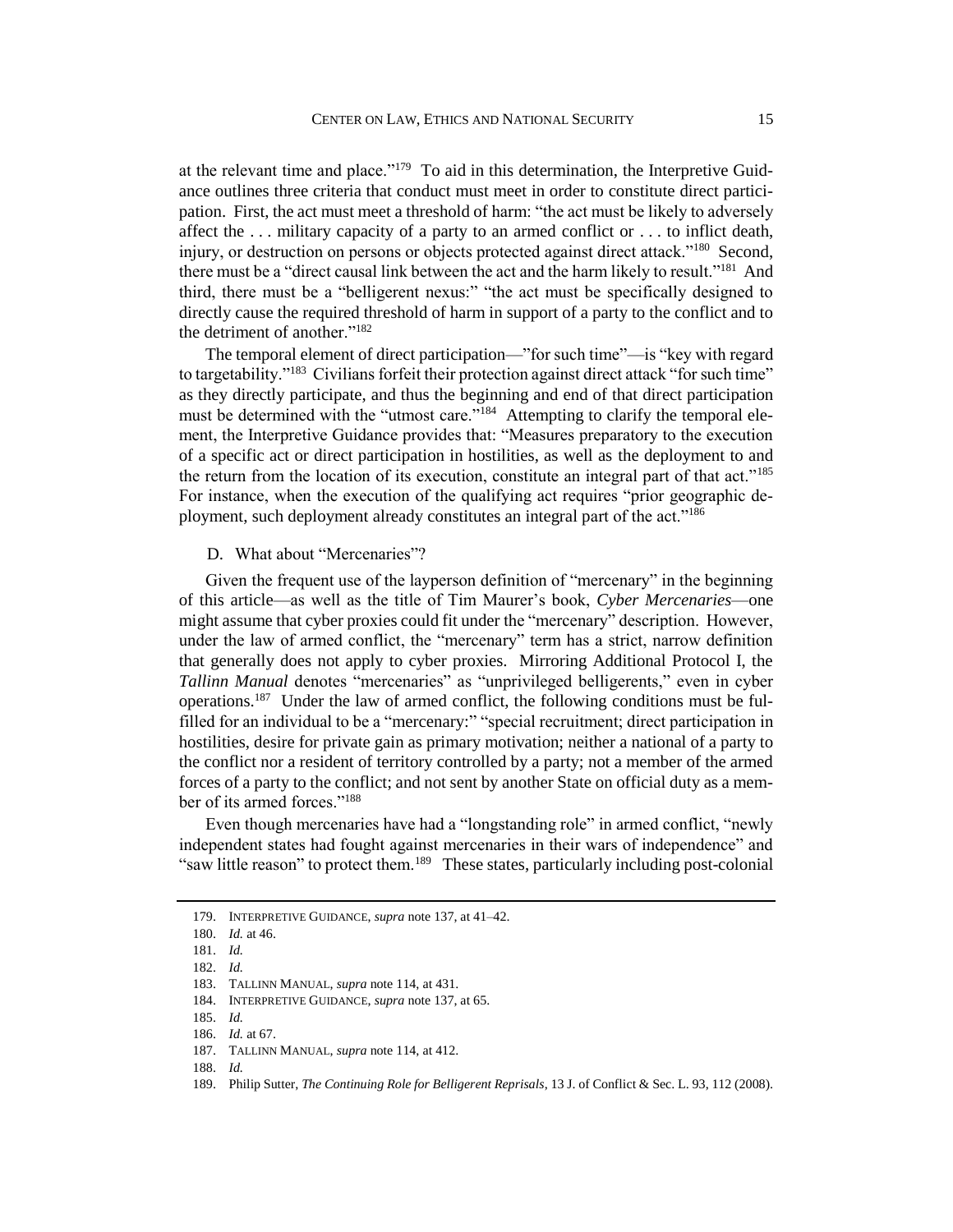at the relevant time and place."[179] To aid in this determination, the Interpretive Guidance outlines three criteria that conduct must meet in order to constitute direct participation. First, the act must meet a threshold of harm: "the act must be likely to adversely affect the . . . military capacity of a party to an armed conflict or . . . to inflict death, injury, or destruction on persons or objects protected against direct attack."[180] Second, there must be a "direct causal link between the act and the harm likely to result."[181] And third, there must be a "belligerent nexus:" "the act must be specifically designed to directly cause the required threshold of harm in support of a party to the conflict and to the detriment of another."[182]

The temporal element of direct participation—"for such time"—is "key with regard to targetability."[183] Civilians forfeit their protection against direct attack "for such time" as they directly participate, and thus the beginning and end of that direct participation must be determined with the "utmost care."[184] Attempting to clarify the temporal element, the Interpretive Guidance provides that: "Measures preparatory to the execution of a specific act or direct participation in hostilities, as well as the deployment to and the return from the location of its execution, constitute an integral part of that act."[185] For instance, when the execution of the qualifying act requires "prior geographic deployment, such deployment already constitutes an integral part of the act."[186]

## D. What about "Mercenaries"?

Given the frequent use of the layperson definition of "mercenary" in the beginning of this article—as well as the title of Tim Maurer's book, *Cyber Mercenaries*—one might assume that cyber proxies could fit under the "mercenary" description. However, under the law of armed conflict, the "mercenary" term has a strict, narrow definition that generally does not apply to cyber proxies. Mirroring Additional Protocol I, the *Tallinn Manual* denotes "mercenaries" as "unprivileged belligerents," even in cyber operations.[187] Under the law of armed conflict, the following conditions must be fulfilled for an individual to be a "mercenary:" "special recruitment; direct participation in hostilities, desire for private gain as primary motivation; neither a national of a party to the conflict nor a resident of territory controlled by a party; not a member of the armed forces of a party to the conflict; and not sent by another State on official duty as a member of its armed forces."[188]

Even though mercenaries have had a "longstanding role" in armed conflict, "newly independent states had fought against mercenaries in their wars of independence" and "saw little reason" to protect them.[189] These states, particularly including post-colonial

179. INTERPRETIVE GUIDANCE, *supra* note 137, at 41–42.
180. *Id.* at 46.
181. *Id.*
182. *Id.*
183. TALLINN MANUAL, *supra* note 114, at 431.
184. INTERPRETIVE GUIDANCE, *supra* note 137, at 65.
185. *Id.*
186. *Id.* at 67.
187. TALLINN MANUAL, *supra* note 114, at 412.
188. *Id.*
189. Philip Sutter, *The Continuing Role for Belligerent Reprisals*, 13 J. of Conflict & Sec. L. 93, 112 (2008).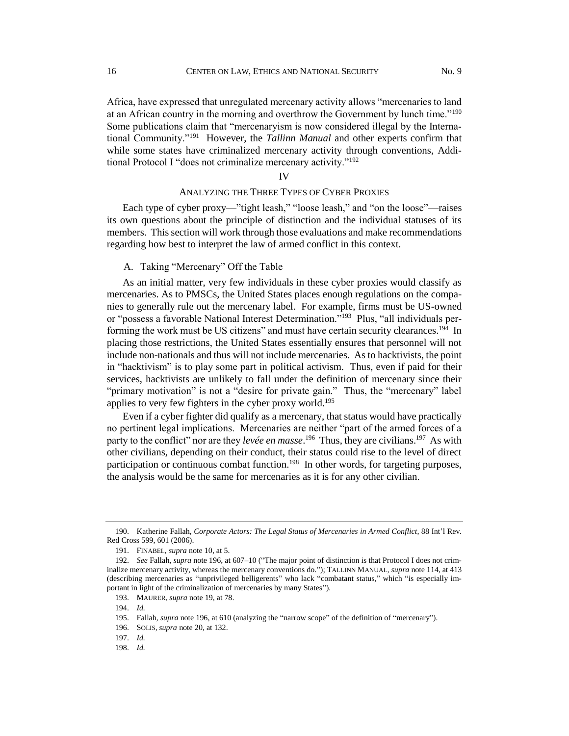Africa, have expressed that unregulated mercenary activity allows "mercenaries to land at an African country in the morning and overthrow the Government by lunch time."[190] Some publications claim that "mercenaryism is now considered illegal by the International Community."[191] However, the *Tallinn Manual* and other experts confirm that while some states have criminalized mercenary activity through conventions, Additional Protocol I "does not criminalize mercenary activity."[192]

## IV

## ANALYZING THE THREE TYPES OF CYBER PROXIES

Each type of cyber proxy—"tight leash," "loose leash," and "on the loose"—raises its own questions about the principle of distinction and the individual statuses of its members. This section will work through those evaluations and make recommendations regarding how best to interpret the law of armed conflict in this context.

### A. Taking "Mercenary" Off the Table

As an initial matter, very few individuals in these cyber proxies would classify as mercenaries. As to PMSCs, the United States places enough regulations on the companies to generally rule out the mercenary label. For example, firms must be US-owned or "possess a favorable National Interest Determination."[193] Plus, "all individuals performing the work must be US citizens" and must have certain security clearances.[194] In placing those restrictions, the United States essentially ensures that personnel will not include non-nationals and thus will not include mercenaries. As to hacktivists, the point in "hacktivism" is to play some part in political activism. Thus, even if paid for their services, hacktivists are unlikely to fall under the definition of mercenary since their "primary motivation" is not a "desire for private gain." Thus, the "mercenary" label applies to very few fighters in the cyber proxy world.[195]

Even if a cyber fighter did qualify as a mercenary, that status would have practically no pertinent legal implications. Mercenaries are neither "part of the armed forces of a party to the conflict" nor are they *levée en masse*.[196] Thus, they are civilians.[197] As with other civilians, depending on their conduct, their status could rise to the level of direct participation or continuous combat function.[198] In other words, for targeting purposes, the analysis would be the same for mercenaries as it is for any other civilian.

---

190. Katherine Fallah, *Corporate Actors: The Legal Status of Mercenaries in Armed Conflict*, 88 Int'l Rev. Red Cross 599, 601 (2006).

191. FINABEL, *supra* note 10, at 5.

192. *See* Fallah, *supra* note 196, at 607–10 ("The major point of distinction is that Protocol I does not criminalize mercenary activity, whereas the mercenary conventions do."); TALLINN MANUAL, *supra* note 114, at 413 (describing mercenaries as "unprivileged belligerents" who lack "combatant status," which "is especially important in light of the criminalization of mercenaries by many States").

193. MAURER, *supra* note 19, at 78.

194. *Id.*

195. Fallah, *supra* note 196, at 610 (analyzing the "narrow scope" of the definition of "mercenary").

196. SOLIS, *supra* note 20, at 132.

197. *Id.*

198. *Id.*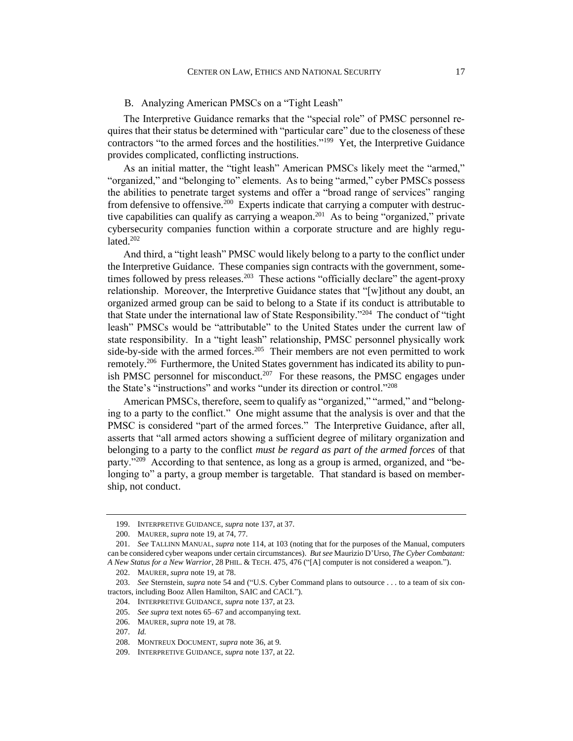### B. Analyzing American PMSCs on a "Tight Leash"

The Interpretive Guidance remarks that the "special role" of PMSC personnel requires that their status be determined with "particular care" due to the closeness of these contractors "to the armed forces and the hostilities."[199] Yet, the Interpretive Guidance provides complicated, conflicting instructions.

As an initial matter, the "tight leash" American PMSCs likely meet the "armed," "organized," and "belonging to" elements. As to being "armed," cyber PMSCs possess the abilities to penetrate target systems and offer a "broad range of services" ranging from defensive to offensive.[200] Experts indicate that carrying a computer with destructive capabilities can qualify as carrying a weapon.[201] As to being "organized," private cybersecurity companies function within a corporate structure and are highly regulated.[202]

And third, a "tight leash" PMSC would likely belong to a party to the conflict under the Interpretive Guidance. These companies sign contracts with the government, sometimes followed by press releases.[203] These actions "officially declare" the agent-proxy relationship. Moreover, the Interpretive Guidance states that "[w]ithout any doubt, an organized armed group can be said to belong to a State if its conduct is attributable to that State under the international law of State Responsibility."[204] The conduct of "tight leash" PMSCs would be "attributable" to the United States under the current law of state responsibility. In a "tight leash" relationship, PMSC personnel physically work side-by-side with the armed forces.[205] Their members are not even permitted to work remotely.[206] Furthermore, the United States government has indicated its ability to punish PMSC personnel for misconduct.[207] For these reasons, the PMSC engages under the State's "instructions" and works "under its direction or control."[208]

American PMSCs, therefore, seem to qualify as "organized," "armed," and "belonging to a party to the conflict." One might assume that the analysis is over and that the PMSC is considered "part of the armed forces." The Interpretive Guidance, after all, asserts that "all armed actors showing a sufficient degree of military organization and belonging to a party to the conflict *must be regard as part of the armed forces* of that party."[209] According to that sentence, as long as a group is armed, organized, and "belonging to" a party, a group member is targetable. That standard is based on membership, not conduct.

---

199. INTERPRETIVE GUIDANCE, *supra* note 137, at 37.

200. MAURER, *supra* note 19, at 74, 77.

201. *See* TALLINN MANUAL, *supra* note 114, at 103 (noting that for the purposes of the Manual, computers can be considered cyber weapons under certain circumstances). *But see* Maurizio D'Urso, *The Cyber Combatant: A New Status for a New Warrior*, 28 PHIL. & TECH. 475, 476 ("[A] computer is not considered a weapon.").

202. MAURER, *supra* note 19, at 78.

203. *See* Sternstein, *supra* note 54 and ("U.S. Cyber Command plans to outsource . . . to a team of six contractors, including Booz Allen Hamilton, SAIC and CACI.").

204. INTERPRETIVE GUIDANCE, *supra* note 137, at 23.

205. *See supra* text notes 65–67 and accompanying text.

206. MAURER, *supra* note 19, at 78.

207. *Id.*

208. MONTREUX DOCUMENT, *supra* note 36, at 9.

209. INTERPRETIVE GUIDANCE, *supra* note 137, at 22.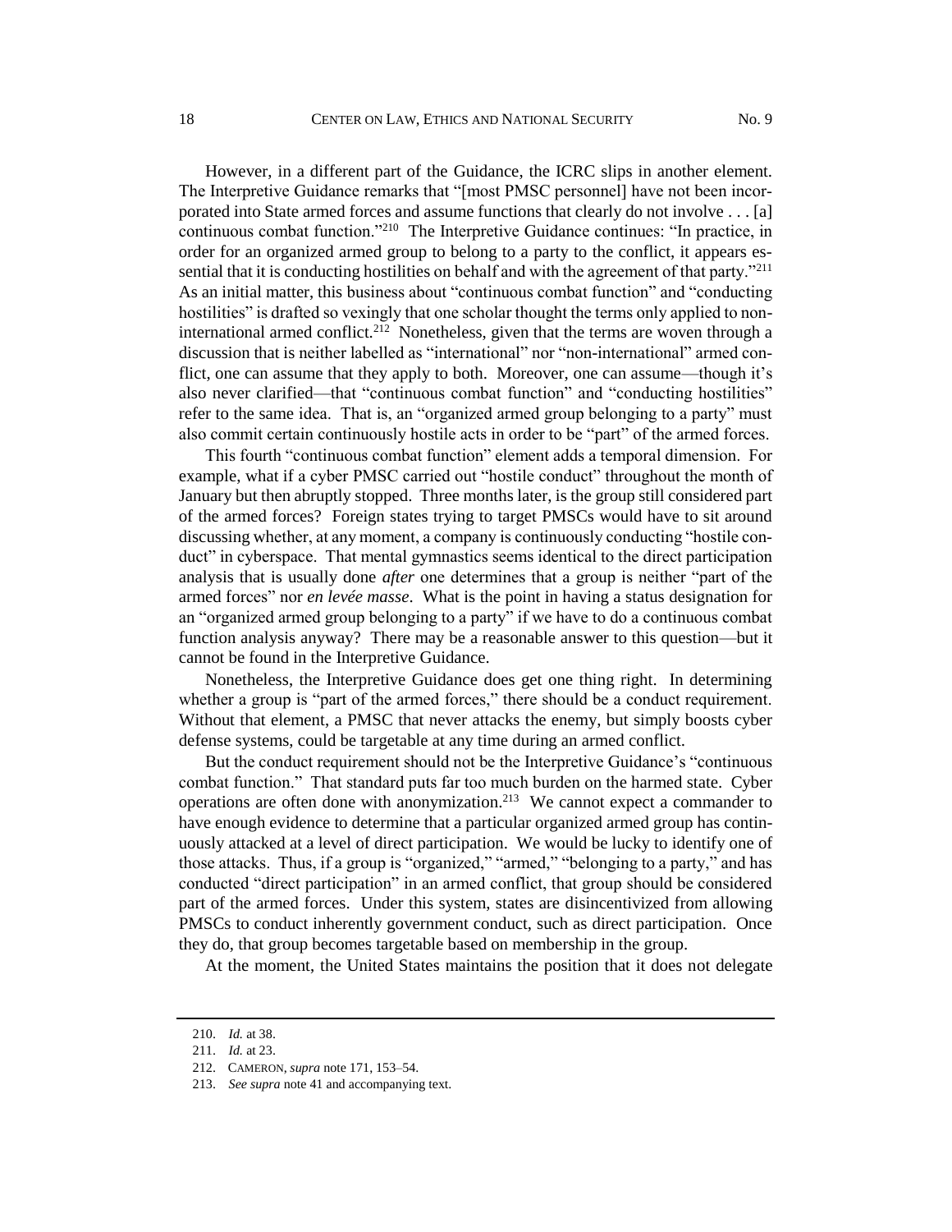However, in a different part of the Guidance, the ICRC slips in another element. The Interpretive Guidance remarks that "[most PMSC personnel] have not been incorporated into State armed forces and assume functions that clearly do not involve . . . [a] continuous combat function."[210] The Interpretive Guidance continues: "In practice, in order for an organized armed group to belong to a party to the conflict, it appears essential that it is conducting hostilities on behalf and with the agreement of that party."[211] As an initial matter, this business about "continuous combat function" and "conducting hostilities" is drafted so vexingly that one scholar thought the terms only applied to non-international armed conflict.[212] Nonetheless, given that the terms are woven through a discussion that is neither labelled as "international" nor "non-international" armed conflict, one can assume that they apply to both. Moreover, one can assume—though it's also never clarified—that "continuous combat function" and "conducting hostilities" refer to the same idea. That is, an "organized armed group belonging to a party" must also commit certain continuously hostile acts in order to be "part" of the armed forces.

This fourth "continuous combat function" element adds a temporal dimension. For example, what if a cyber PMSC carried out "hostile conduct" throughout the month of January but then abruptly stopped. Three months later, is the group still considered part of the armed forces? Foreign states trying to target PMSCs would have to sit around discussing whether, at any moment, a company is continuously conducting "hostile conduct" in cyberspace. That mental gymnastics seems identical to the direct participation analysis that is usually done *after* one determines that a group is neither "part of the armed forces" nor *en levée masse*. What is the point in having a status designation for an "organized armed group belonging to a party" if we have to do a continuous combat function analysis anyway? There may be a reasonable answer to this question—but it cannot be found in the Interpretive Guidance.

Nonetheless, the Interpretive Guidance does get one thing right. In determining whether a group is "part of the armed forces," there should be a conduct requirement. Without that element, a PMSC that never attacks the enemy, but simply boosts cyber defense systems, could be targetable at any time during an armed conflict.

But the conduct requirement should not be the Interpretive Guidance's "continuous combat function." That standard puts far too much burden on the harmed state. Cyber operations are often done with anonymization.[213] We cannot expect a commander to have enough evidence to determine that a particular organized armed group has continuously attacked at a level of direct participation. We would be lucky to identify one of those attacks. Thus, if a group is "organized," "armed," "belonging to a party," and has conducted "direct participation" in an armed conflict, that group should be considered part of the armed forces. Under this system, states are disincentivized from allowing PMSCs to conduct inherently government conduct, such as direct participation. Once they do, that group becomes targetable based on membership in the group.

At the moment, the United States maintains the position that it does not delegate

---

210. *Id.* at 38.

211. *Id.* at 23.

212. CAMERON, *supra* note 171, 153–54.

213. *See supra* note 41 and accompanying text.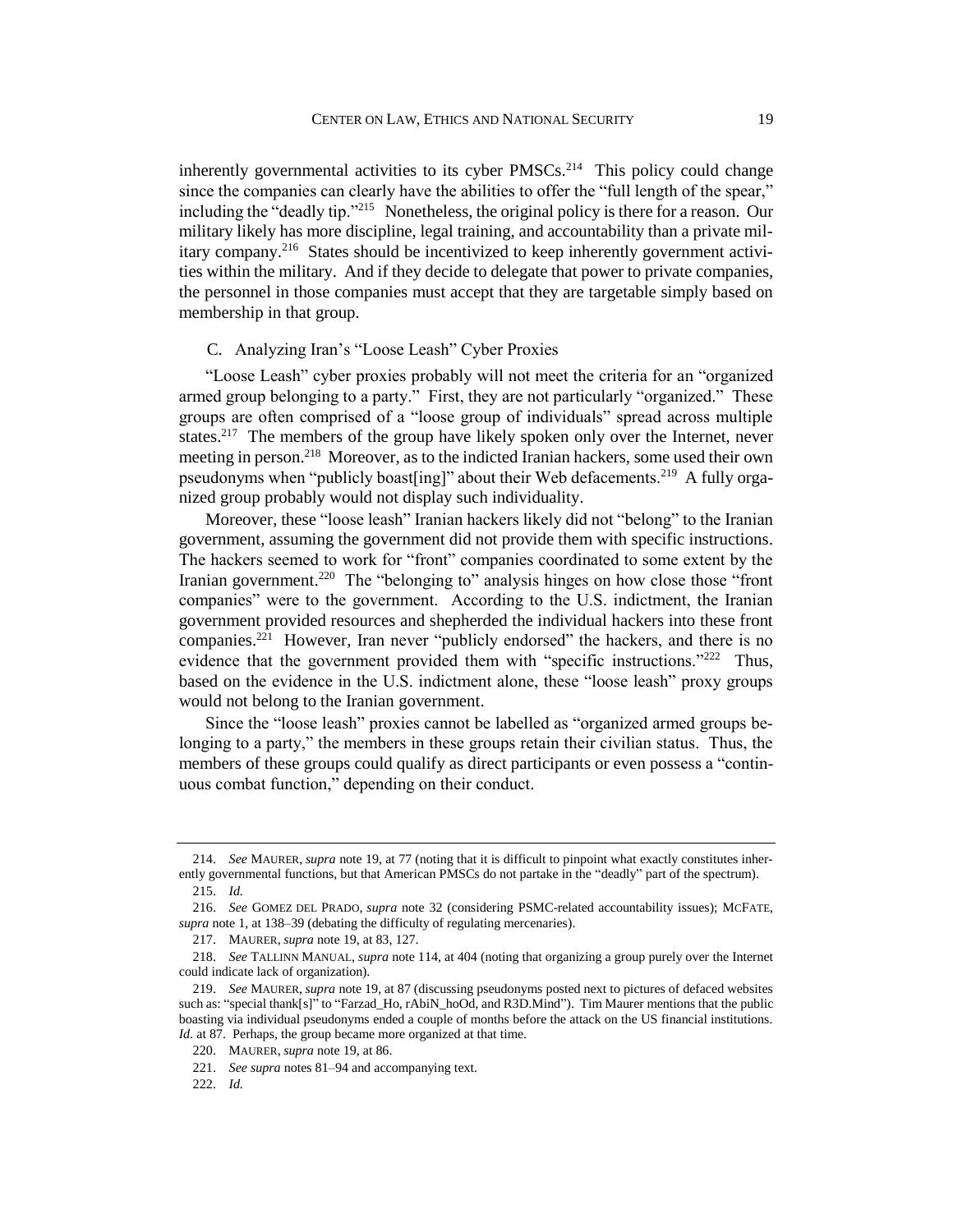inherently governmental activities to its cyber PMSCs.[214] This policy could change since the companies can clearly have the abilities to offer the "full length of the spear," including the "deadly tip."[215] Nonetheless, the original policy is there for a reason. Our military likely has more discipline, legal training, and accountability than a private military company.[216] States should be incentivized to keep inherently government activities within the military. And if they decide to delegate that power to private companies, the personnel in those companies must accept that they are targetable simply based on membership in that group.

### C. Analyzing Iran's "Loose Leash" Cyber Proxies

"Loose Leash" cyber proxies probably will not meet the criteria for an "organized armed group belonging to a party." First, they are not particularly "organized." These groups are often comprised of a "loose group of individuals" spread across multiple states.[217] The members of the group have likely spoken only over the Internet, never meeting in person.[218] Moreover, as to the indicted Iranian hackers, some used their own pseudonyms when "publicly boast[ing]" about their Web defacements.[219] A fully organized group probably would not display such individuality.

Moreover, these "loose leash" Iranian hackers likely did not "belong" to the Iranian government, assuming the government did not provide them with specific instructions. The hackers seemed to work for "front" companies coordinated to some extent by the Iranian government.[220] The "belonging to" analysis hinges on how close those "front companies" were to the government. According to the U.S. indictment, the Iranian government provided resources and shepherded the individual hackers into these front companies.[221] However, Iran never "publicly endorsed" the hackers, and there is no evidence that the government provided them with "specific instructions."[222] Thus, based on the evidence in the U.S. indictment alone, these "loose leash" proxy groups would not belong to the Iranian government.

Since the "loose leash" proxies cannot be labelled as "organized armed groups belonging to a party," the members in these groups retain their civilian status. Thus, the members of these groups could qualify as direct participants or even possess a "continuous combat function," depending on their conduct.

---

214. *See* MAURER, *supra* note 19, at 77 (noting that it is difficult to pinpoint what exactly constitutes inherently governmental functions, but that American PMSCs do not partake in the "deadly" part of the spectrum).

215. *Id.*

216. *See* GOMEZ DEL PRADO, *supra* note 32 (considering PSMC-related accountability issues); MCFATE, *supra* note 1, at 138–39 (debating the difficulty of regulating mercenaries).

217. MAURER, *supra* note 19, at 83, 127.

218. *See* TALLINN MANUAL, *supra* note 114, at 404 (noting that organizing a group purely over the Internet could indicate lack of organization).

219. *See* MAURER, *supra* note 19, at 87 (discussing pseudonyms posted next to pictures of defaced websites such as: "special thank[s]" to "Farzad_Ho, rAbiN_hoOd, and R3D.Mind"). Tim Maurer mentions that the public boasting via individual pseudonyms ended a couple of months before the attack on the US financial institutions. *Id.* at 87. Perhaps, the group became more organized at that time.

220. MAURER, *supra* note 19, at 86.

221. *See supra* notes 81–94 and accompanying text.

222. *Id.*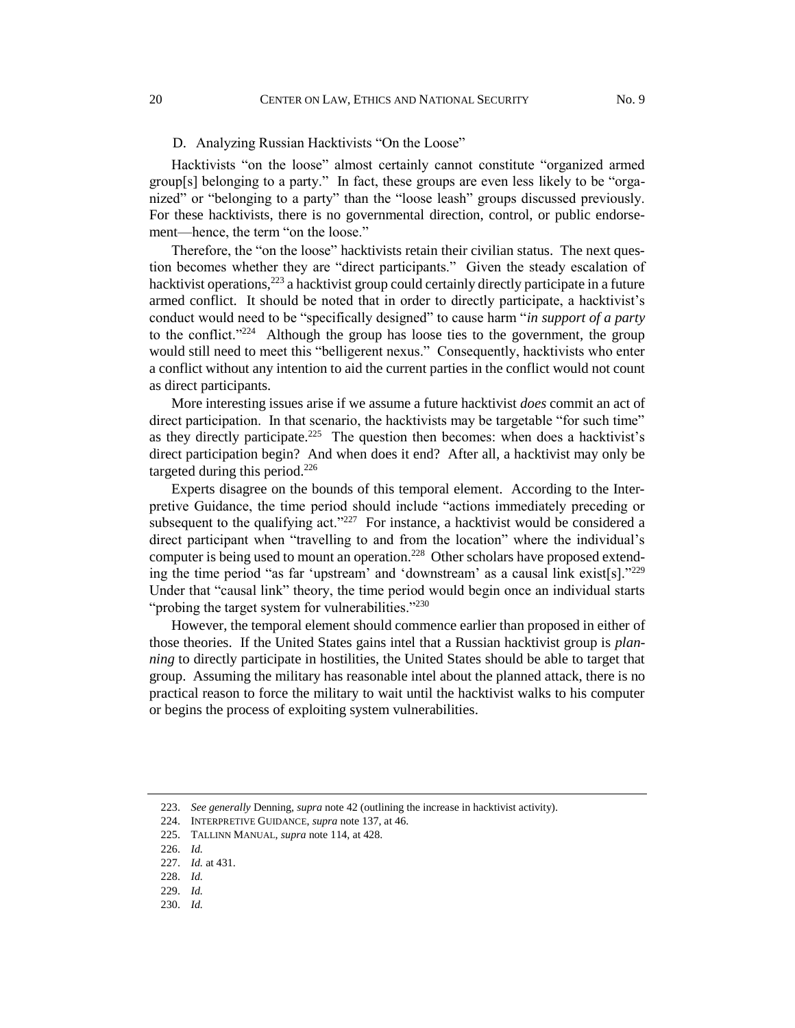### D. Analyzing Russian Hacktivists "On the Loose"

Hacktivists "on the loose" almost certainly cannot constitute "organized armed group[s] belonging to a party." In fact, these groups are even less likely to be "organized" or "belonging to a party" than the "loose leash" groups discussed previously. For these hacktivists, there is no governmental direction, control, or public endorsement—hence, the term "on the loose."

Therefore, the "on the loose" hacktivists retain their civilian status. The next question becomes whether they are "direct participants." Given the steady escalation of hacktivist operations,[223] a hacktivist group could certainly directly participate in a future armed conflict. It should be noted that in order to directly participate, a hacktivist's conduct would need to be "specifically designed" to cause harm "*in support of a party* to the conflict."[224] Although the group has loose ties to the government, the group would still need to meet this "belligerent nexus." Consequently, hacktivists who enter a conflict without any intention to aid the current parties in the conflict would not count as direct participants.

More interesting issues arise if we assume a future hacktivist *does* commit an act of direct participation. In that scenario, the hacktivists may be targetable "for such time" as they directly participate.[225] The question then becomes: when does a hacktivist's direct participation begin? And when does it end? After all, a hacktivist may only be targeted during this period.[226]

Experts disagree on the bounds of this temporal element. According to the Interpretive Guidance, the time period should include "actions immediately preceding or subsequent to the qualifying act."[227] For instance, a hacktivist would be considered a direct participant when "travelling to and from the location" where the individual's computer is being used to mount an operation.[228] Other scholars have proposed extending the time period "as far 'upstream' and 'downstream' as a causal link exist[s]."[229] Under that "causal link" theory, the time period would begin once an individual starts "probing the target system for vulnerabilities."[230]

However, the temporal element should commence earlier than proposed in either of those theories. If the United States gains intel that a Russian hacktivist group is *planning* to directly participate in hostilities, the United States should be able to target that group. Assuming the military has reasonable intel about the planned attack, there is no practical reason to force the military to wait until the hacktivist walks to his computer or begins the process of exploiting system vulnerabilities.

---

223. *See generally* Denning, *supra* note 42 (outlining the increase in hacktivist activity).

224. INTERPRETIVE GUIDANCE, *supra* note 137, at 46.

225. TALLINN MANUAL, *supra* note 114, at 428.

226. *Id.*

227. *Id.* at 431.

228. *Id.*

229. *Id.*

230. *Id.*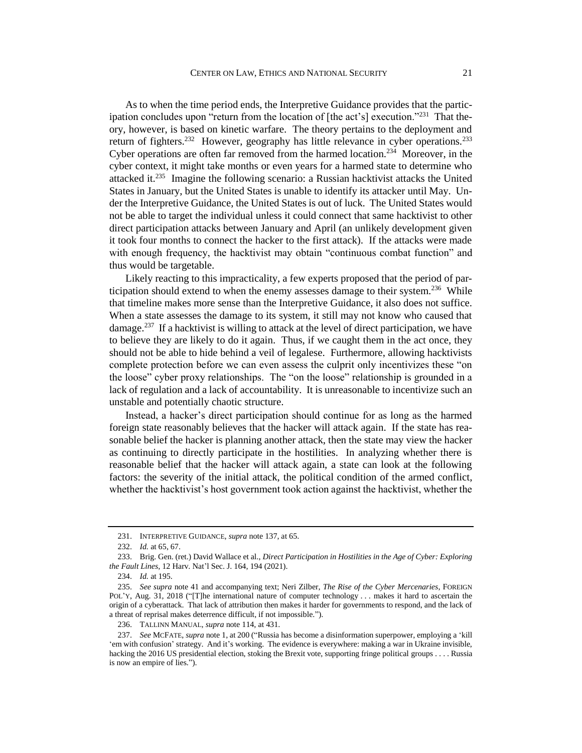As to when the time period ends, the Interpretive Guidance provides that the participation concludes upon "return from the location of [the act's] execution."[231] That theory, however, is based on kinetic warfare. The theory pertains to the deployment and return of fighters.[232] However, geography has little relevance in cyber operations.[233] Cyber operations are often far removed from the harmed location.[234] Moreover, in the cyber context, it might take months or even years for a harmed state to determine who attacked it.[235] Imagine the following scenario: a Russian hacktivist attacks the United States in January, but the United States is unable to identify its attacker until May. Under the Interpretive Guidance, the United States is out of luck. The United States would not be able to target the individual unless it could connect that same hacktivist to other direct participation attacks between January and April (an unlikely development given it took four months to connect the hacker to the first attack). If the attacks were made with enough frequency, the hacktivist may obtain "continuous combat function" and thus would be targetable.

Likely reacting to this impracticality, a few experts proposed that the period of participation should extend to when the enemy assesses damage to their system.[236] While that timeline makes more sense than the Interpretive Guidance, it also does not suffice. When a state assesses the damage to its system, it still may not know who caused that damage.[237] If a hacktivist is willing to attack at the level of direct participation, we have to believe they are likely to do it again. Thus, if we caught them in the act once, they should not be able to hide behind a veil of legalese. Furthermore, allowing hacktivists complete protection before we can even assess the culprit only incentivizes these "on the loose" cyber proxy relationships. The "on the loose" relationship is grounded in a lack of regulation and a lack of accountability. It is unreasonable to incentivize such an unstable and potentially chaotic structure.

Instead, a hacker's direct participation should continue for as long as the harmed foreign state reasonably believes that the hacker will attack again. If the state has reasonable belief the hacker is planning another attack, then the state may view the hacker as continuing to directly participate in the hostilities. In analyzing whether there is reasonable belief that the hacker will attack again, a state can look at the following factors: the severity of the initial attack, the political condition of the armed conflict, whether the hacktivist's host government took action against the hacktivist, whether the

---

231. INTERPRETIVE GUIDANCE, *supra* note 137, at 65.

232. *Id.* at 65, 67.

233. Brig. Gen. (ret.) David Wallace et al., *Direct Participation in Hostilities in the Age of Cyber: Exploring the Fault Lines*, 12 Harv. Nat'l Sec. J. 164, 194 (2021).

234. *Id.* at 195.

235. *See supra* note 41 and accompanying text; Neri Zilber, *The Rise of the Cyber Mercenaries*, FOREIGN POL'Y, Aug. 31, 2018 ("[T]he international nature of computer technology . . . makes it hard to ascertain the origin of a cyberattack. That lack of attribution then makes it harder for governments to respond, and the lack of a threat of reprisal makes deterrence difficult, if not impossible.").

236. TALLINN MANUAL, *supra* note 114, at 431.

237. *See* MCFATE, *supra* note 1, at 200 ("Russia has become a disinformation superpower, employing a 'kill 'em with confusion' strategy. And it's working. The evidence is everywhere: making a war in Ukraine invisible, hacking the 2016 US presidential election, stoking the Brexit vote, supporting fringe political groups . . . . Russia is now an empire of lies.").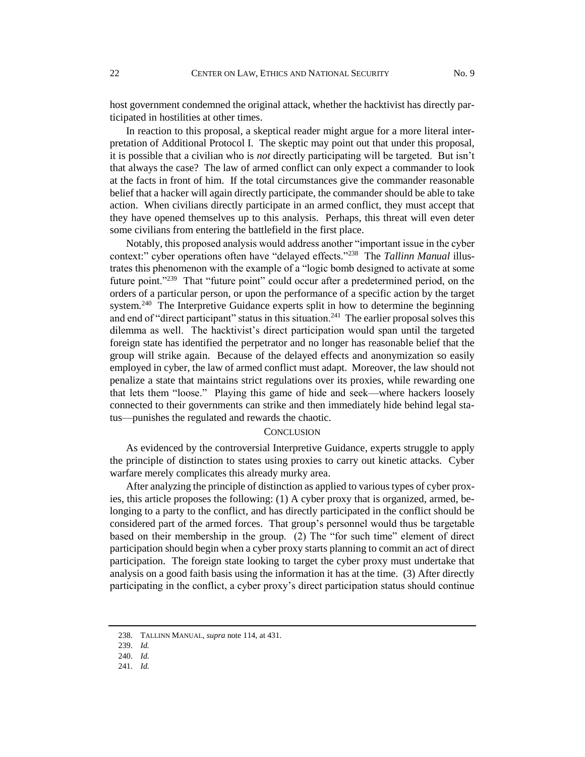host government condemned the original attack, whether the hacktivist has directly participated in hostilities at other times.

In reaction to this proposal, a skeptical reader might argue for a more literal interpretation of Additional Protocol I. The skeptic may point out that under this proposal, it is possible that a civilian who is *not* directly participating will be targeted. But isn't that always the case? The law of armed conflict can only expect a commander to look at the facts in front of him. If the total circumstances give the commander reasonable belief that a hacker will again directly participate, the commander should be able to take action. When civilians directly participate in an armed conflict, they must accept that they have opened themselves up to this analysis. Perhaps, this threat will even deter some civilians from entering the battlefield in the first place.

Notably, this proposed analysis would address another "important issue in the cyber context:" cyber operations often have "delayed effects."[238] The *Tallinn Manual* illustrates this phenomenon with the example of a "logic bomb designed to activate at some future point."[239] That "future point" could occur after a predetermined period, on the orders of a particular person, or upon the performance of a specific action by the target system.[240] The Interpretive Guidance experts split in how to determine the beginning and end of "direct participant" status in this situation.[241] The earlier proposal solves this dilemma as well. The hacktivist's direct participation would span until the targeted foreign state has identified the perpetrator and no longer has reasonable belief that the group will strike again. Because of the delayed effects and anonymization so easily employed in cyber, the law of armed conflict must adapt. Moreover, the law should not penalize a state that maintains strict regulations over its proxies, while rewarding one that lets them "loose." Playing this game of hide and seek—where hackers loosely connected to their governments can strike and then immediately hide behind legal status—punishes the regulated and rewards the chaotic.

## CONCLUSION

As evidenced by the controversial Interpretive Guidance, experts struggle to apply the principle of distinction to states using proxies to carry out kinetic attacks. Cyber warfare merely complicates this already murky area.

After analyzing the principle of distinction as applied to various types of cyber proxies, this article proposes the following: (1) A cyber proxy that is organized, armed, belonging to a party to the conflict, and has directly participated in the conflict should be considered part of the armed forces. That group's personnel would thus be targetable based on their membership in the group. (2) The "for such time" element of direct participation should begin when a cyber proxy starts planning to commit an act of direct participation. The foreign state looking to target the cyber proxy must undertake that analysis on a good faith basis using the information it has at the time. (3) After directly participating in the conflict, a cyber proxy's direct participation status should continue

---

238. TALLINN MANUAL, *supra* note 114, at 431.

239. *Id.*

240. *Id.*

241. *Id.*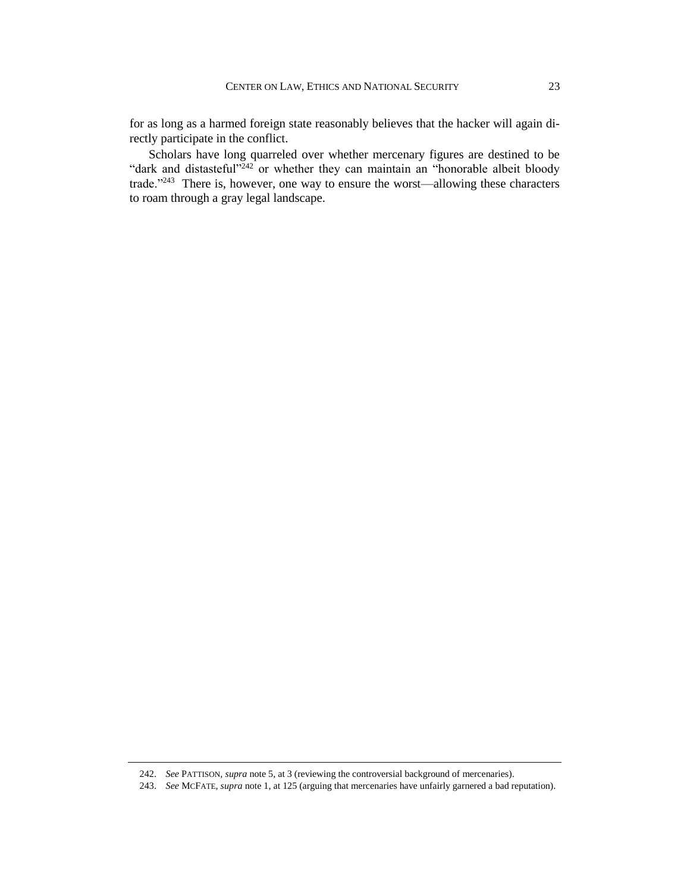for as long as a harmed foreign state reasonably believes that the hacker will again directly participate in the conflict.

Scholars have long quarreled over whether mercenary figures are destined to be "dark and distasteful"[242] or whether they can maintain an "honorable albeit bloody trade."[243] There is, however, one way to ensure the worst—allowing these characters to roam through a gray legal landscape.

---

242. *See* PATTISON, *supra* note 5, at 3 (reviewing the controversial background of mercenaries).

243. *See* MCFATE, *supra* note 1, at 125 (arguing that mercenaries have unfairly garnered a bad reputation).